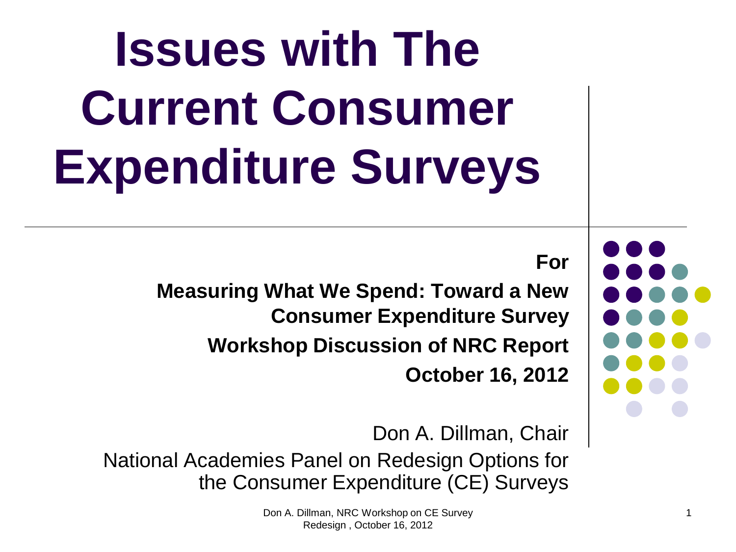# Issues with The Current Consumer Expenditure Surveys

**For**

**Measuring What We Spend: Toward a New Consumer Expenditure Survey**

**Workshop Discussion of NRC Report**

**October 16, 2012**

Don A. Dillman, Chair

National Academies Panel on Redesign Options for the Consumer Expenditure (CE) Surveys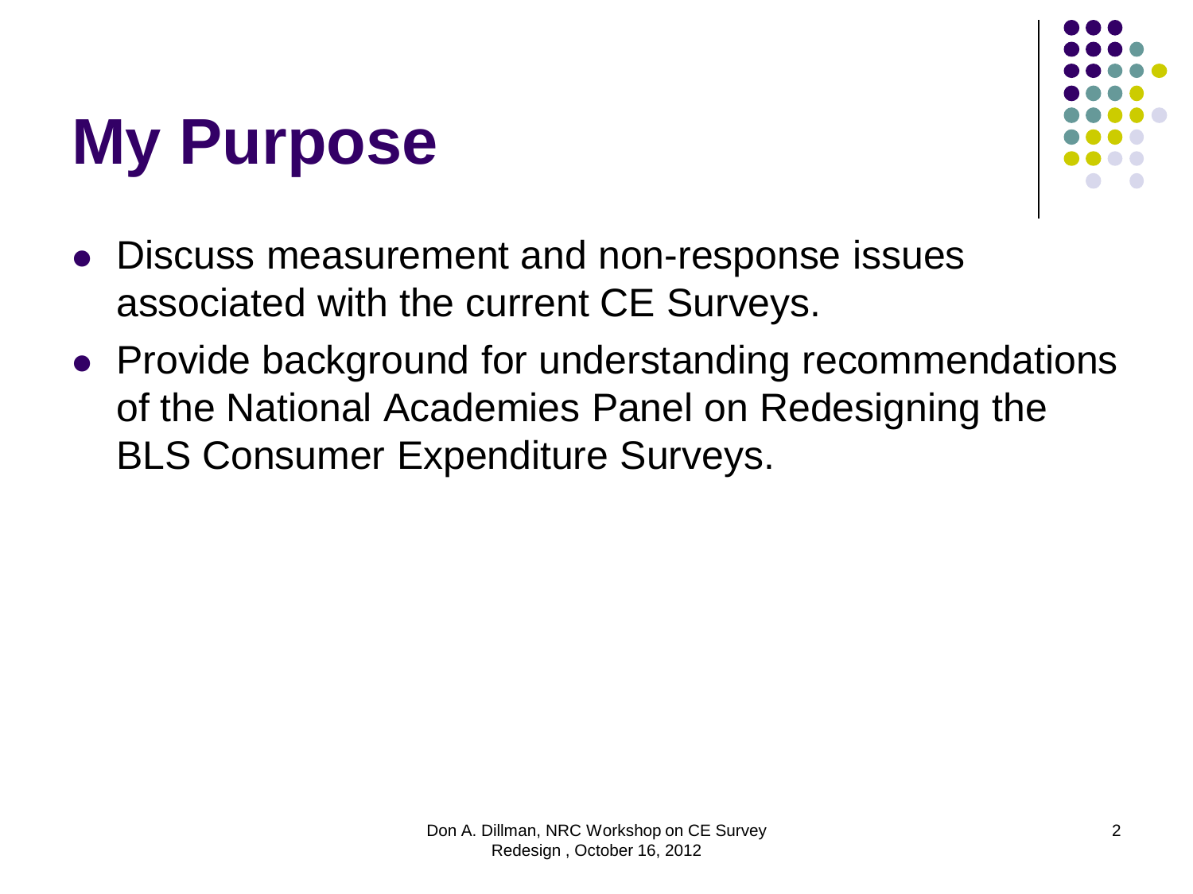# My Purpose

- Discuss measurement and non-response issues associated with the current CE Surveys.
- Provide background for understanding recommendations of the National Academies Panel on Redesigning the BLS Consumer Expenditure Surveys.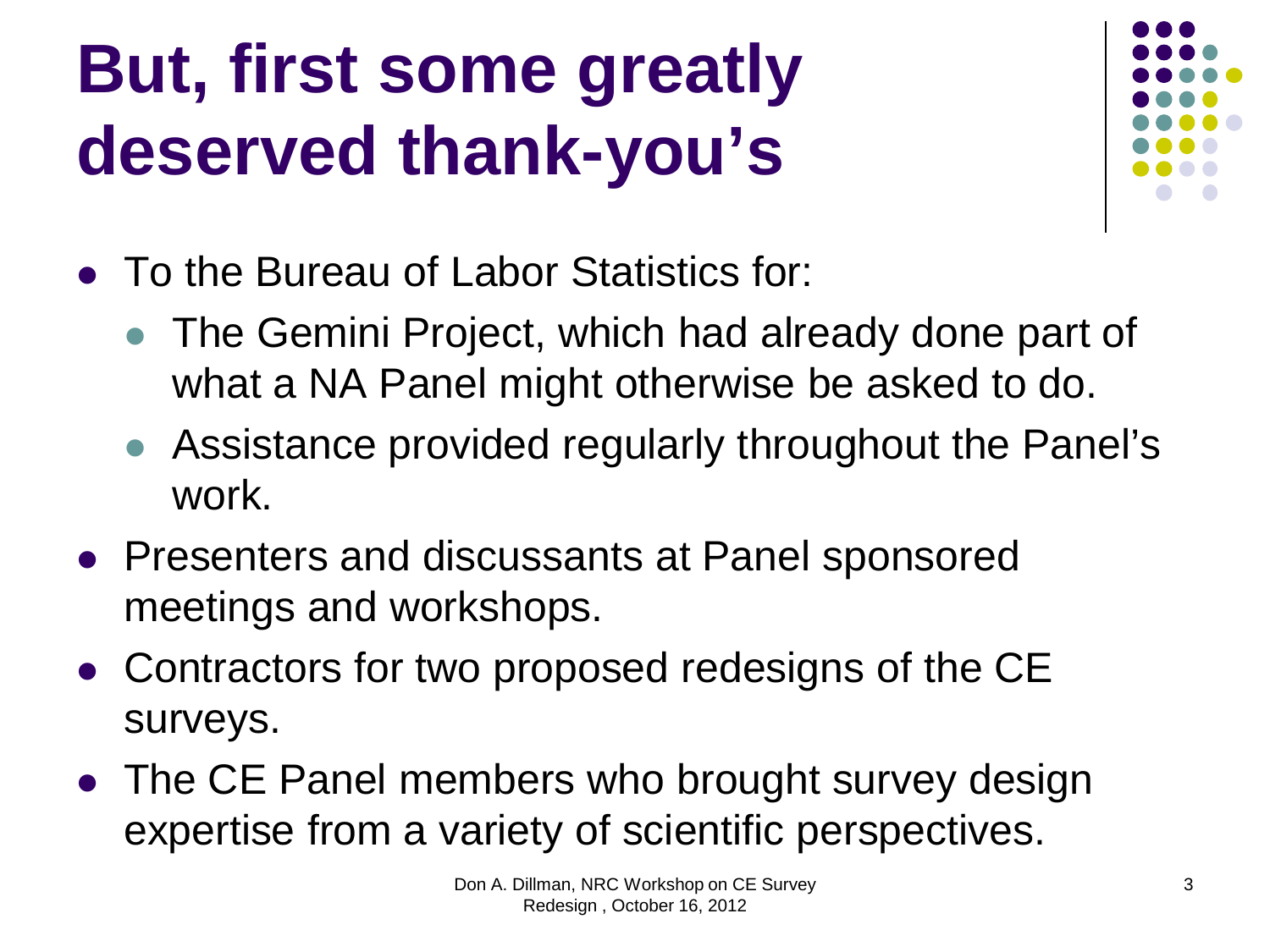# But, first some greatly deserved thank-you's

- To the Bureau of Labor Statistics for:
  - The Gemini Project, which had already done part of what a NA Panel might otherwise be asked to do.
  - Assistance provided regularly throughout the Panel's work.
- Presenters and discussants at Panel sponsored meetings and workshops.
- Contractors for two proposed redesigns of the CE surveys.
- The CE Panel members who brought survey design expertise from a variety of scientific perspectives.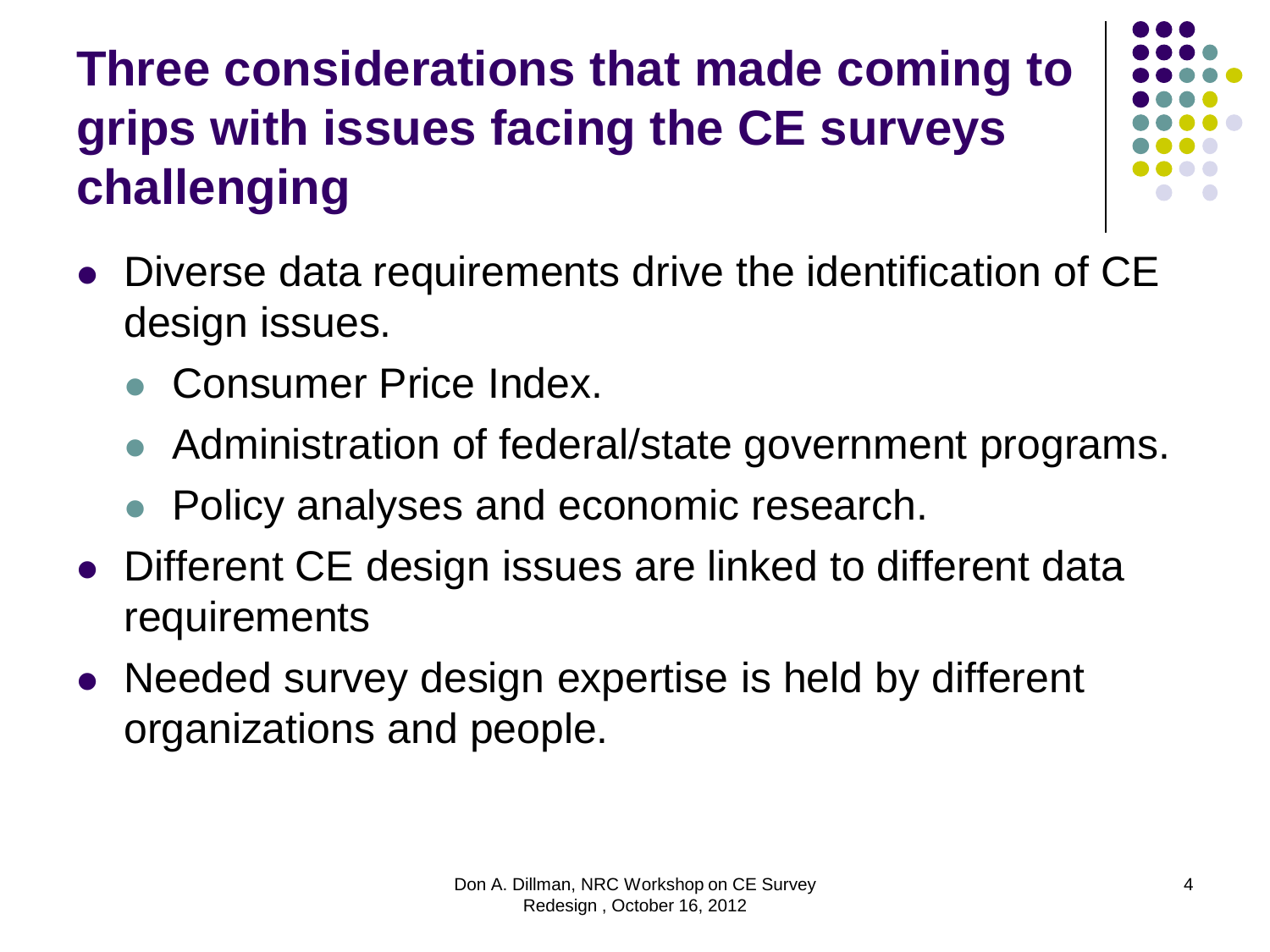# Three considerations that made coming to grips with issues facing the CE surveys challenging

- Diverse data requirements drive the identification of CE design issues.
  - Consumer Price Index.
  - Administration of federal/state government programs.
  - Policy analyses and economic research.
- Different CE design issues are linked to different data requirements
- Needed survey design expertise is held by different organizations and people.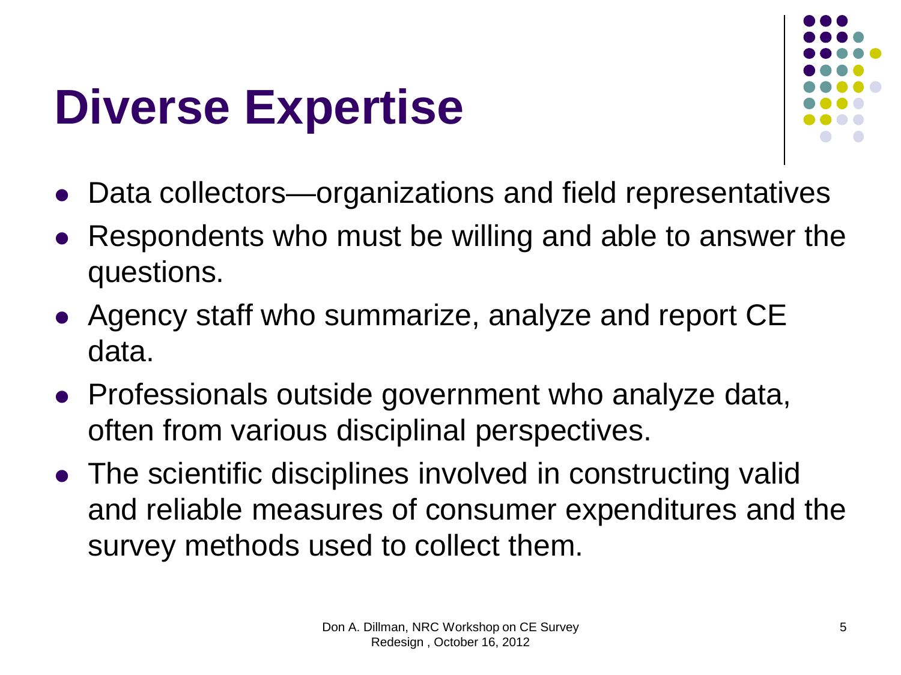# Diverse Expertise

- Data collectors—organizations and field representatives
- Respondents who must be willing and able to answer the questions.
- Agency staff who summarize, analyze and report CE data.
- Professionals outside government who analyze data, often from various disciplinal perspectives.
- The scientific disciplines involved in constructing valid and reliable measures of consumer expenditures and the survey methods used to collect them.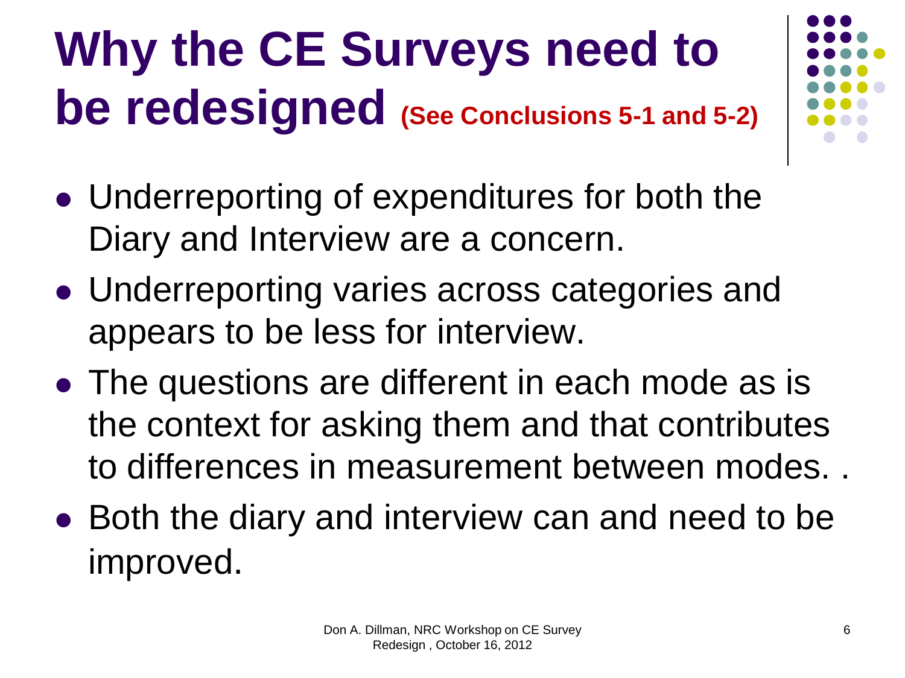# Why the CE Surveys need to be redesigned **(See Conclusions 5-1 and 5-2)**

- Underreporting of expenditures for both the Diary and Interview are a concern.
- Underreporting varies across categories and appears to be less for interview.
- The questions are different in each mode as is the context for asking them and that contributes to differences in measurement between modes. .
- Both the diary and interview can and need to be improved.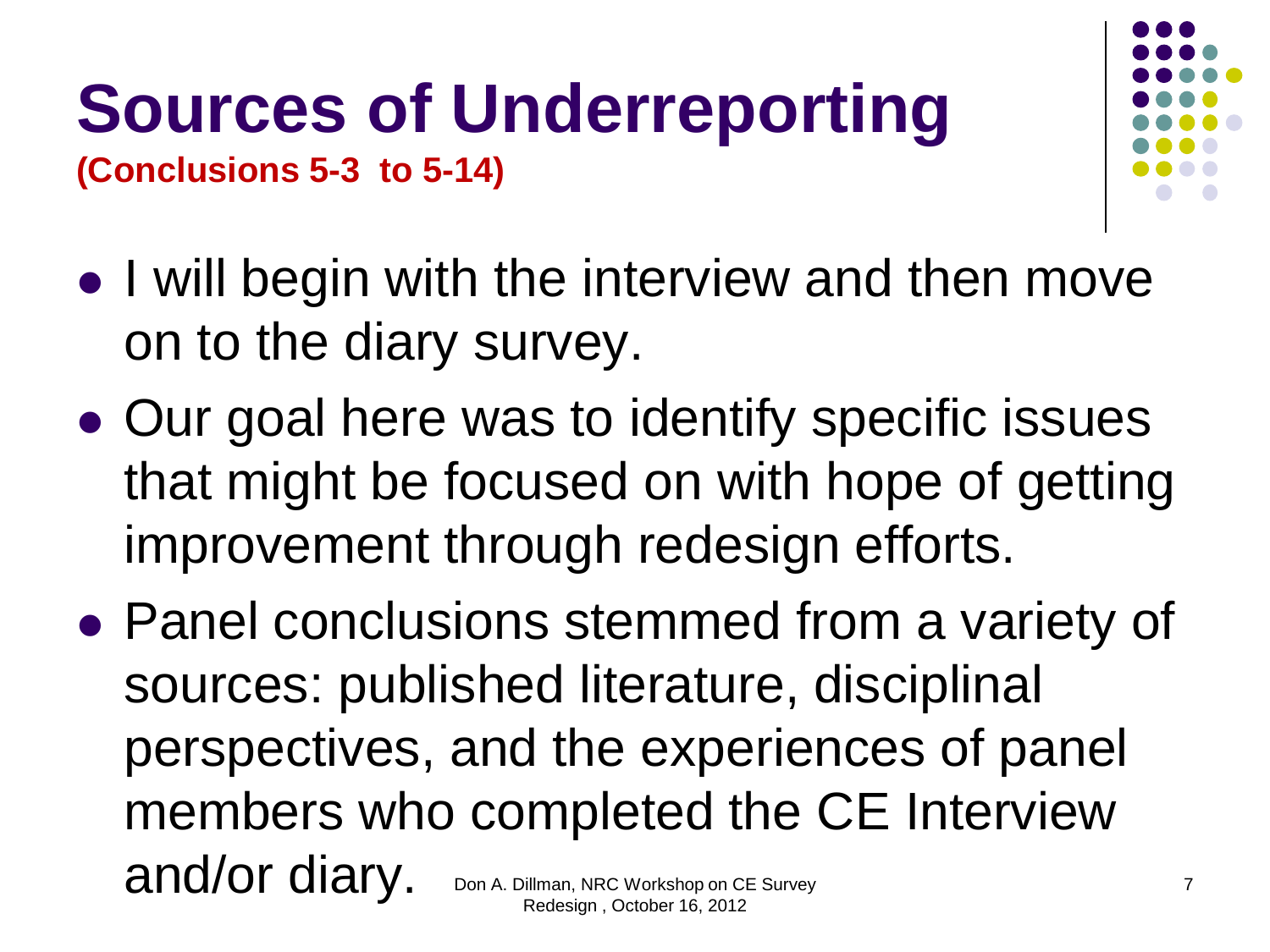# Sources of Underreporting

**(Conclusions 5-3 to 5-14)**

- I will begin with the interview and then move on to the diary survey.
- Our goal here was to identify specific issues that might be focused on with hope of getting improvement through redesign efforts.
- Panel conclusions stemmed from a variety of sources: published literature, disciplinal perspectives, and the experiences of panel members who completed the CE Interview and/or diary.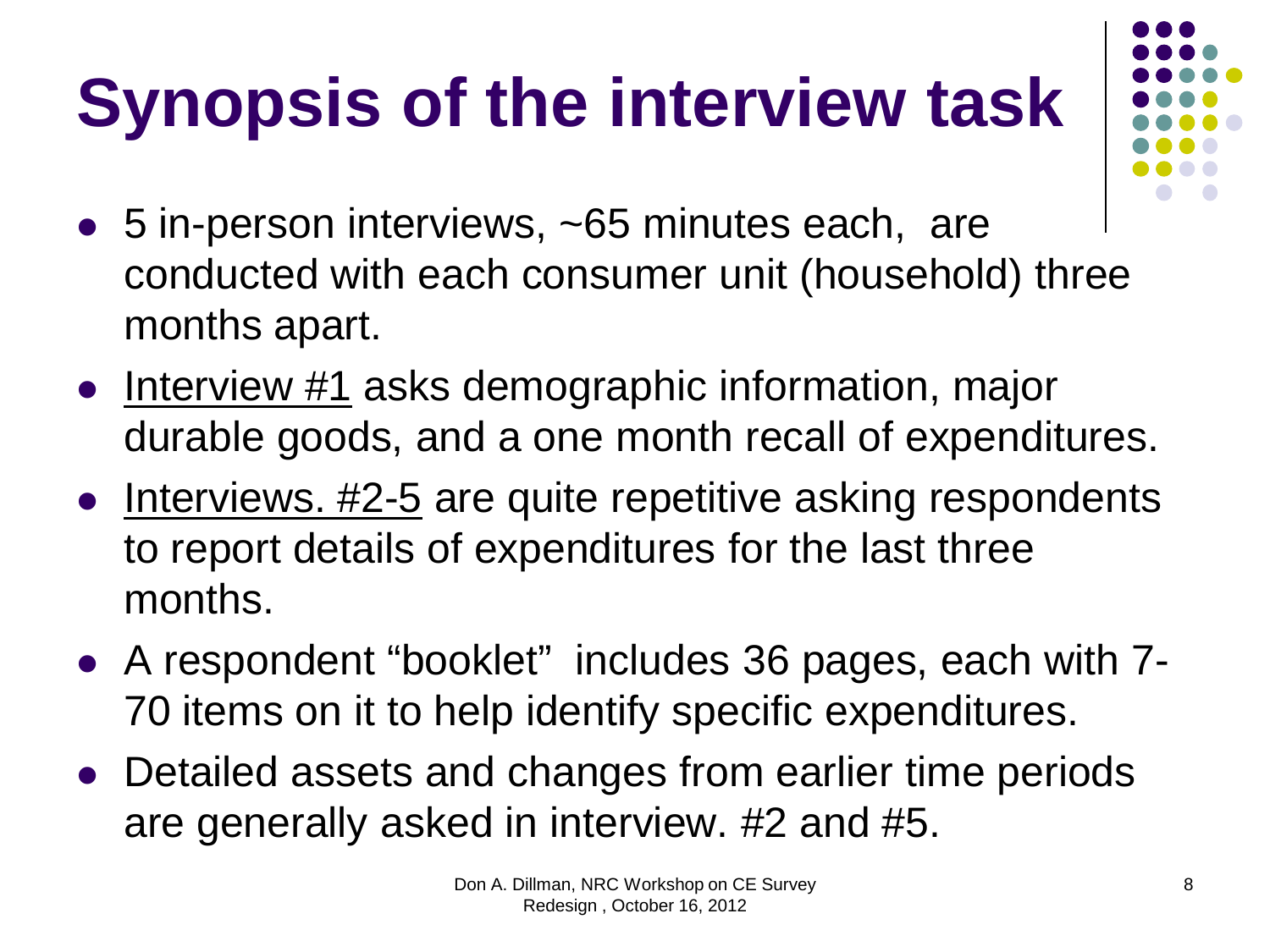# Synopsis of the interview task

- 5 in-person interviews, ~65 minutes each, are conducted with each consumer unit (household) three months apart.
- Interview #1 asks demographic information, major durable goods, and a one month recall of expenditures.
- Interviews. #2-5 are quite repetitive asking respondents to report details of expenditures for the last three months.
- A respondent "booklet" includes 36 pages, each with 7-70 items on it to help identify specific expenditures.
- Detailed assets and changes from earlier time periods are generally asked in interview. #2 and #5.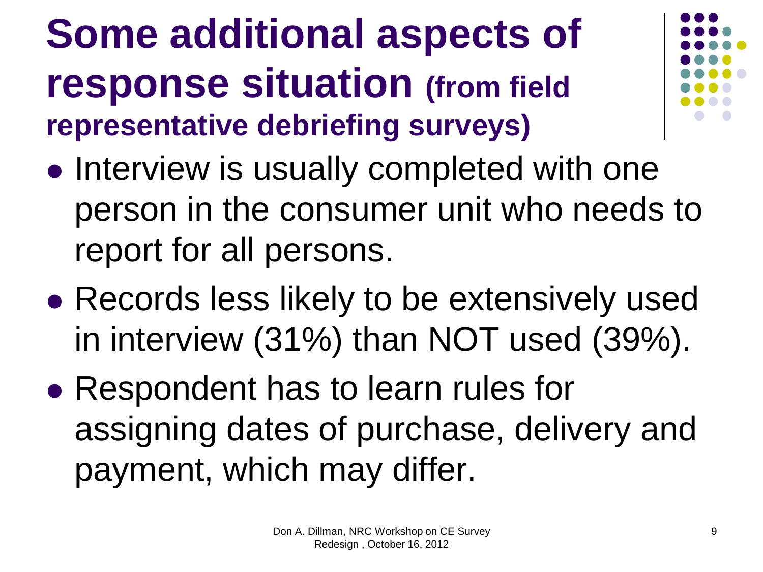# Some additional aspects of response situation (from field representative debriefing surveys)

- Interview is usually completed with one person in the consumer unit who needs to report for all persons.
- Records less likely to be extensively used in interview (31%) than NOT used (39%).
- Respondent has to learn rules for assigning dates of purchase, delivery and payment, which may differ.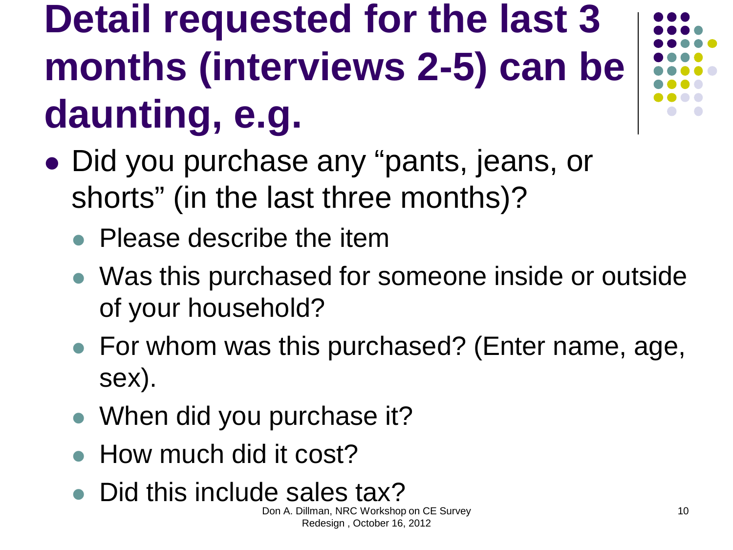# Detail requested for the last 3 months (interviews 2-5) can be daunting, e.g.

- Did you purchase any “pants, jeans, or shorts” (in the last three months)?
  - Please describe the item
  - Was this purchased for someone inside or outside of your household?
  - For whom was this purchased? (Enter name, age, sex).
  - When did you purchase it?
  - How much did it cost?
  - Did this include sales tax?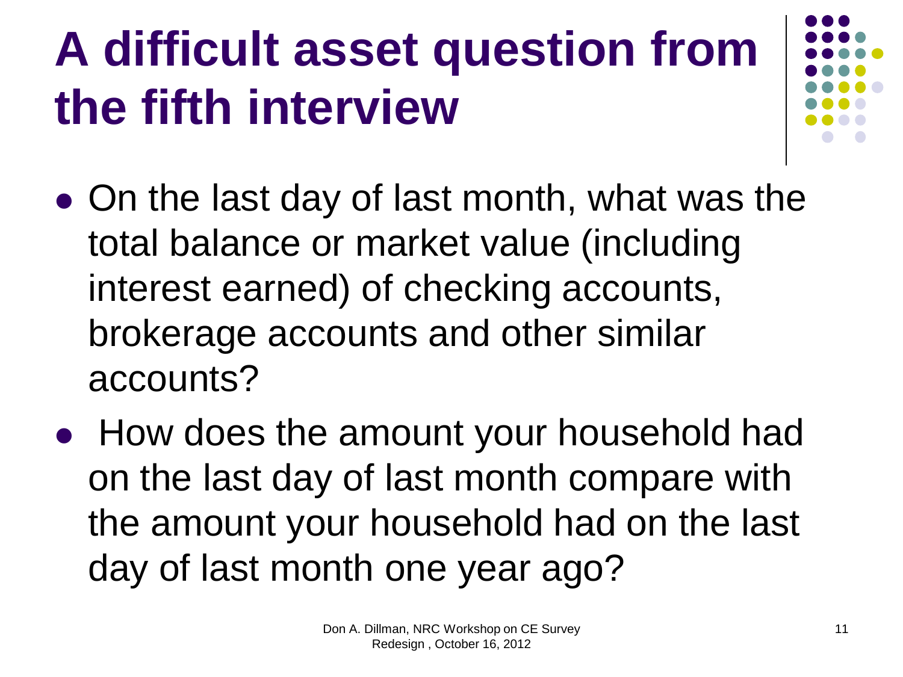# A difficult asset question from the fifth interview

- On the last day of last month, what was the total balance or market value (including interest earned) of checking accounts, brokerage accounts and other similar accounts?
- How does the amount your household had on the last day of last month compare with the amount your household had on the last day of last month one year ago?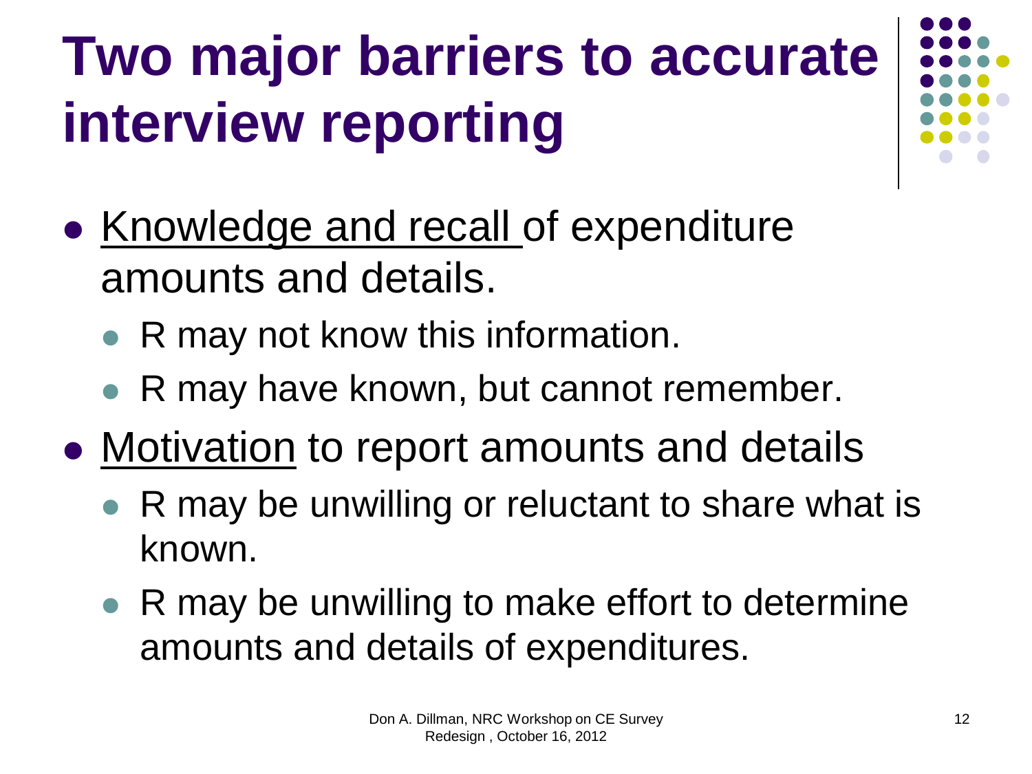# Two major barriers to accurate interview reporting

- <u>Knowledge and recall</u> of expenditure amounts and details.
  - R may not know this information.
  - R may have known, but cannot remember.
- <u>Motivation</u> to report amounts and details
  - R may be unwilling or reluctant to share what is known.
  - R may be unwilling to make effort to determine amounts and details of expenditures.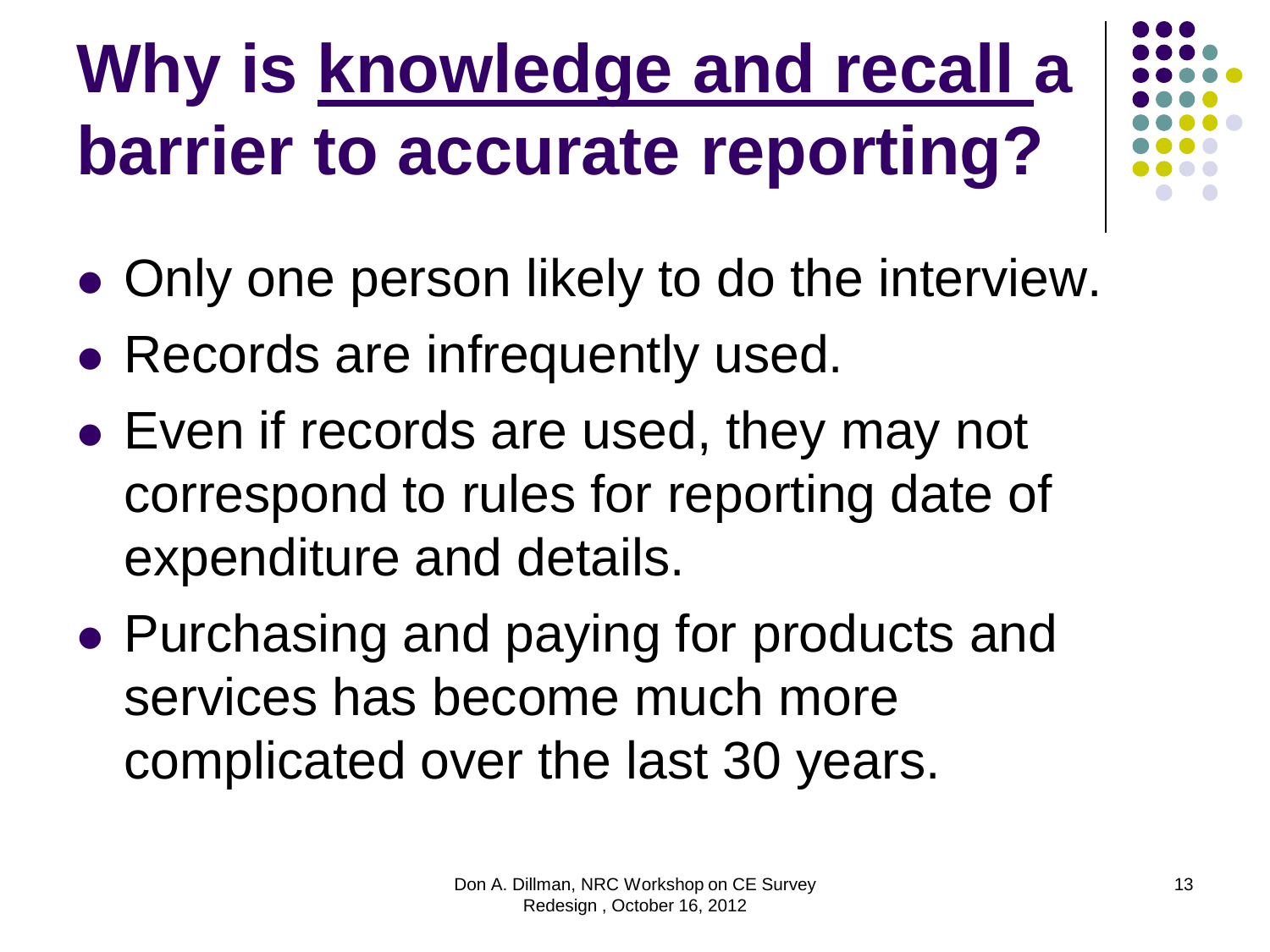# Why is knowledge and recall a barrier to accurate reporting?

- Only one person likely to do the interview.
- Records are infrequently used.
- Even if records are used, they may not correspond to rules for reporting date of expenditure and details.
- Purchasing and paying for products and services has become much more complicated over the last 30 years.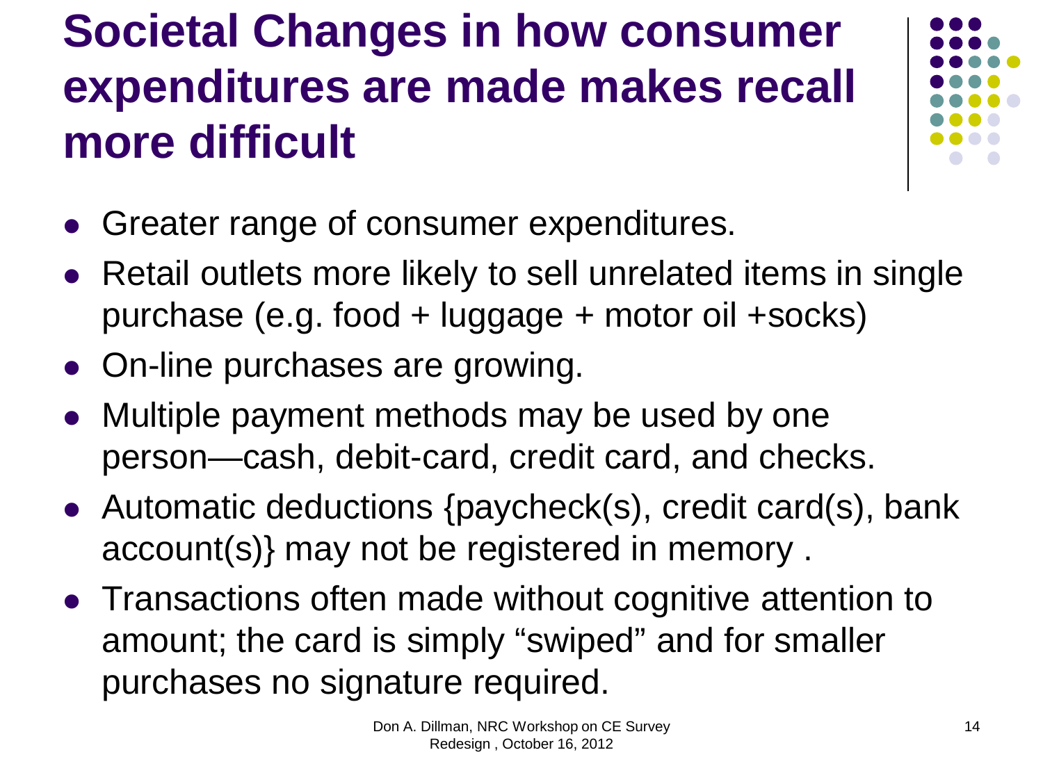# Societal Changes in how consumer expenditures are made makes recall more difficult

- Greater range of consumer expenditures.
- Retail outlets more likely to sell unrelated items in single purchase (e.g. food + luggage + motor oil +socks)
- On-line purchases are growing.
- Multiple payment methods may be used by one person—cash, debit-card, credit card, and checks.
- Automatic deductions {paycheck(s), credit card(s), bank account(s)} may not be registered in memory .
- Transactions often made without cognitive attention to amount; the card is simply "swiped" and for smaller purchases no signature required.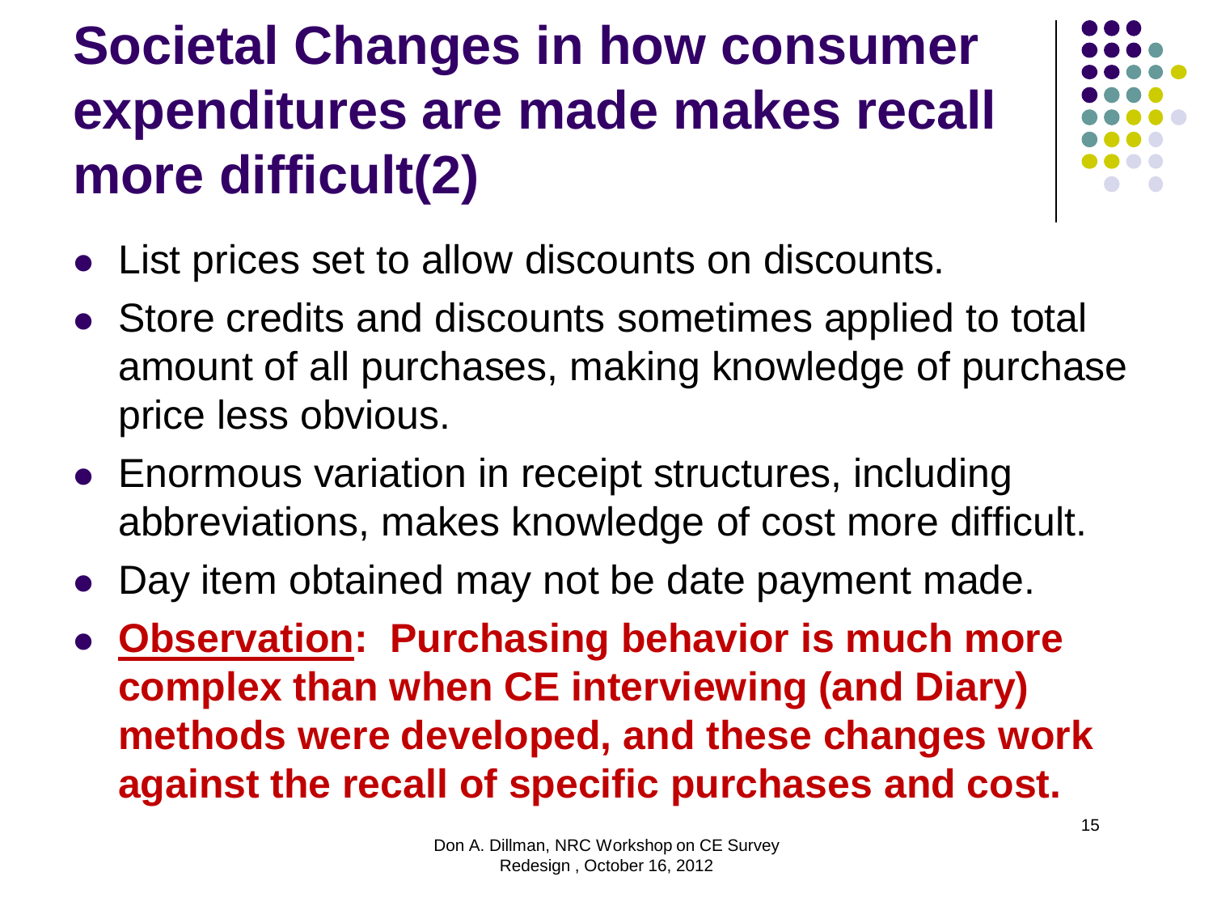# Societal Changes in how consumer expenditures are made makes recall more difficult(2)

- List prices set to allow discounts on discounts.
- Store credits and discounts sometimes applied to total amount of all purchases, making knowledge of purchase price less obvious.
- Enormous variation in receipt structures, including abbreviations, makes knowledge of cost more difficult.
- Day item obtained may not be date payment made.
- **<u>Observation</u>: Purchasing behavior is much more complex than when CE interviewing (and Diary) methods were developed, and these changes work against the recall of specific purchases and cost.**

Don A. Dillman, NRC Workshop on CE Survey Redesign , October 16, 2012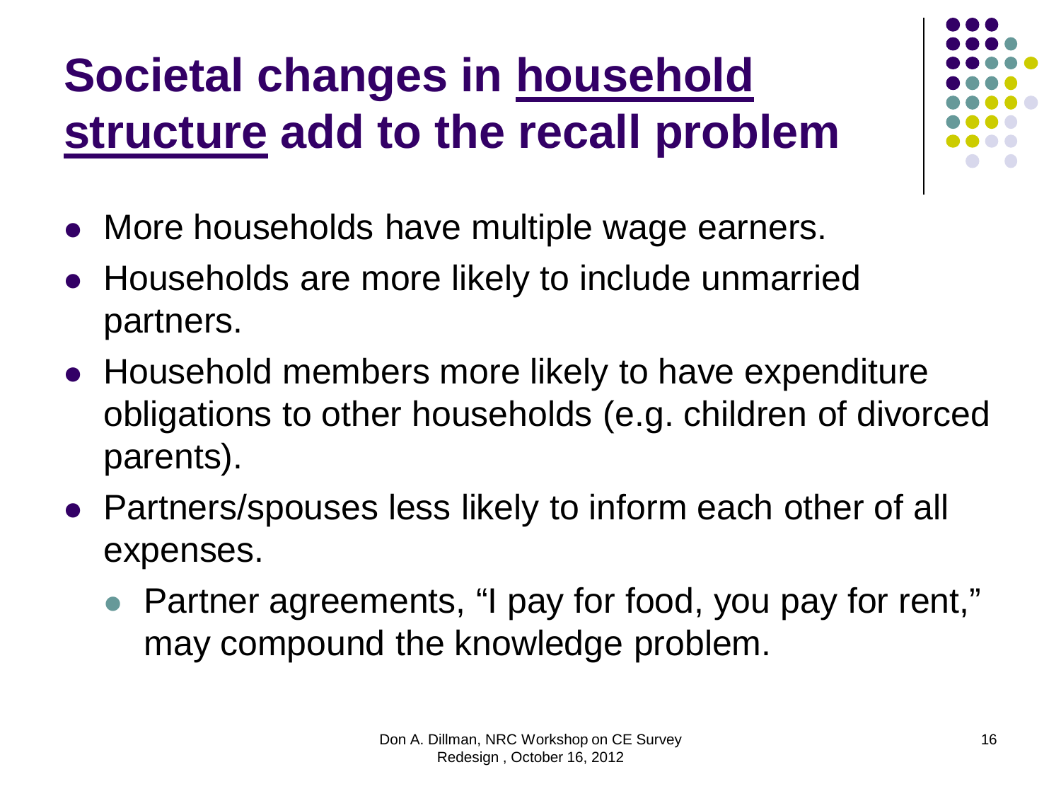# Societal changes in household structure add to the recall problem

- More households have multiple wage earners.
- Households are more likely to include unmarried partners.
- Household members more likely to have expenditure obligations to other households (e.g. children of divorced parents).
- Partners/spouses less likely to inform each other of all expenses.
  - Partner agreements, "I pay for food, you pay for rent," may compound the knowledge problem.

Don A. Dillman, NRC Workshop on CE Survey Redesign , October 16, 2012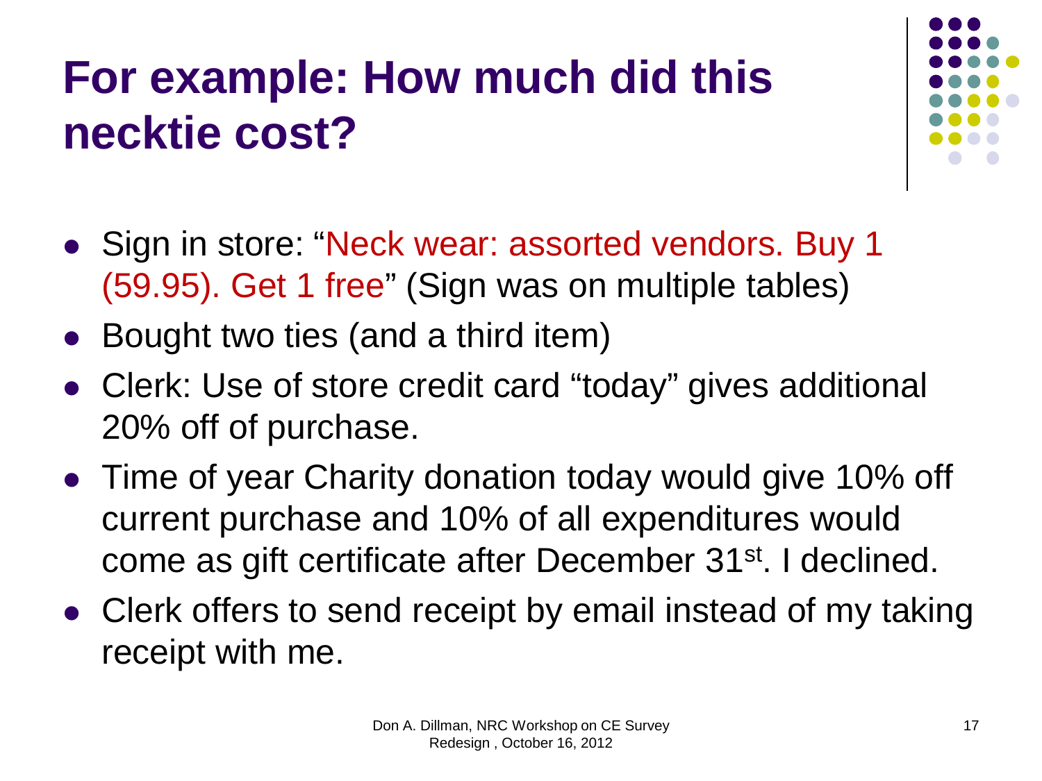# For example: How much did this necktie cost?

- Sign in store: "Neck wear: assorted vendors. Buy 1 (59.95). Get 1 free" (Sign was on multiple tables)
- Bought two ties (and a third item)
- Clerk: Use of store credit card "today" gives additional 20% off of purchase.
- Time of year Charity donation today would give 10% off current purchase and 10% of all expenditures would come as gift certificate after December 31st. I declined.
- Clerk offers to send receipt by email instead of my taking receipt with me.

Don A. Dillman, NRC Workshop on CE Survey Redesign , October 16, 2012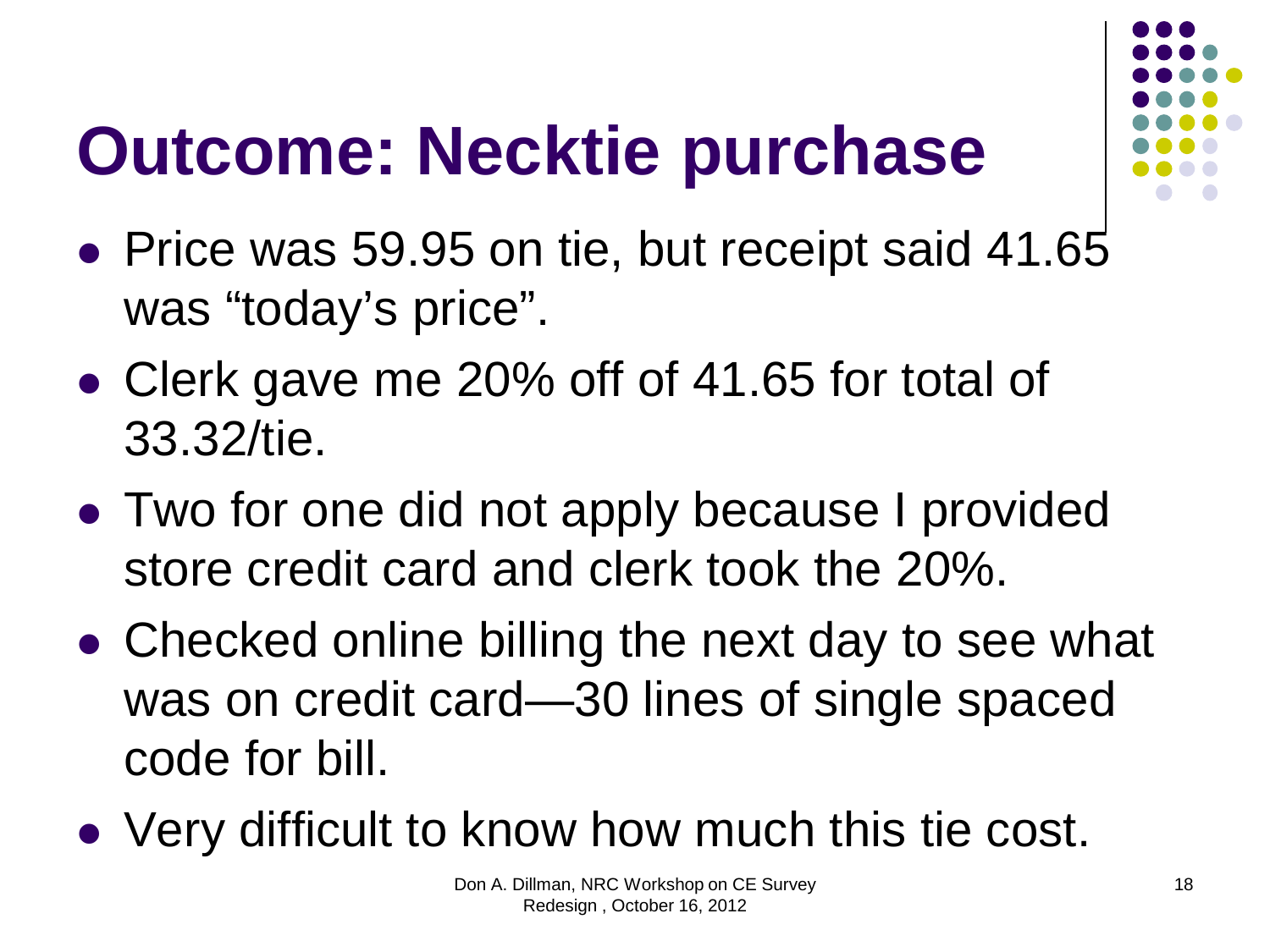# Outcome: Necktie purchase

- Price was 59.95 on tie, but receipt said 41.65 was “today’s price”.
- Clerk gave me 20% off of 41.65 for total of 33.32/tie.
- Two for one did not apply because I provided store credit card and clerk took the 20%.
- Checked online billing the next day to see what was on credit card—30 lines of single spaced code for bill.
- Very difficult to know how much this tie cost.

Don A. Dillman, NRC Workshop on CE Survey Redesign , October 16, 2012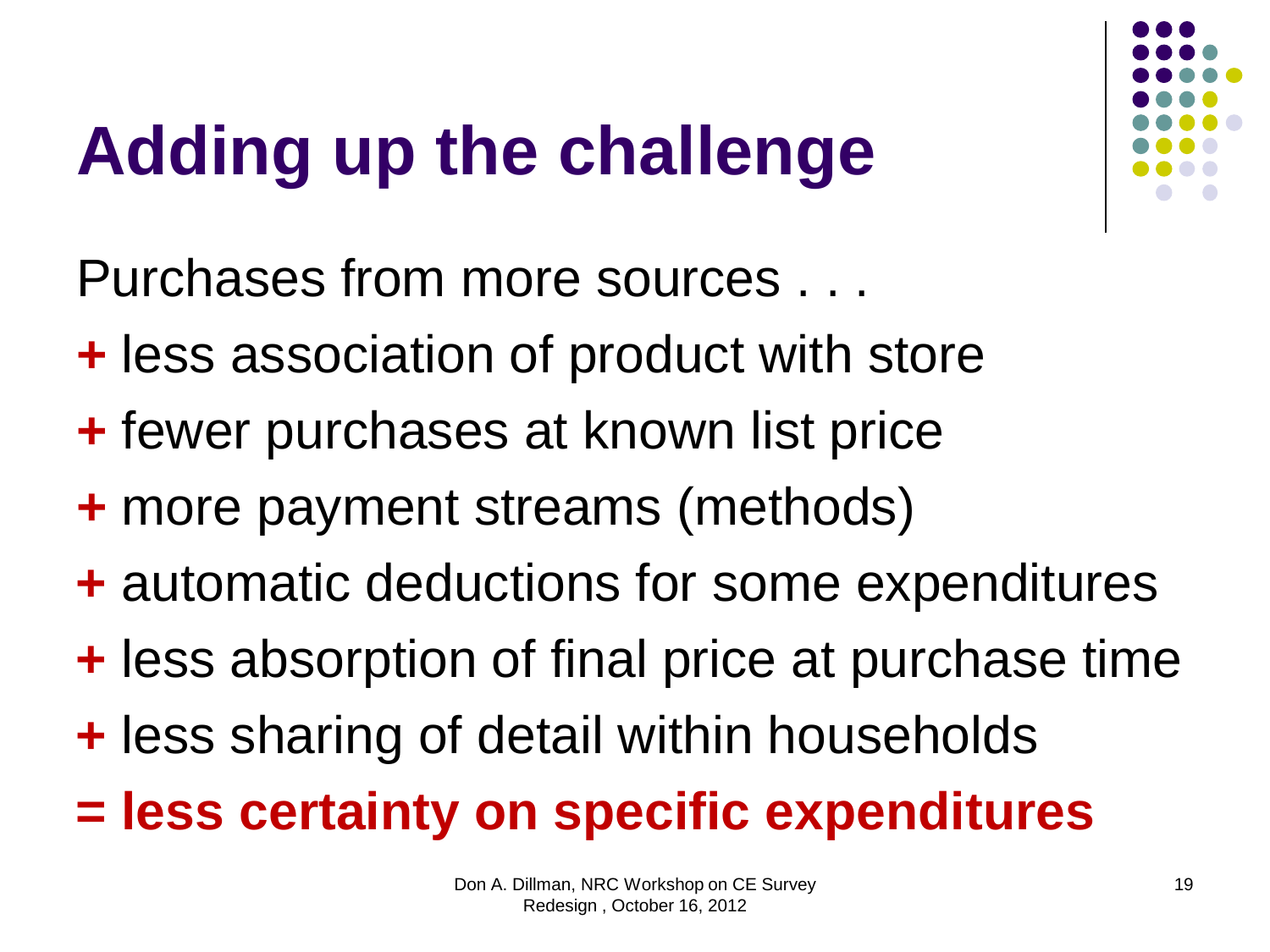# Adding up the challenge

Purchases from more sources . . .

**+** less association of product with store

**+** fewer purchases at known list price

**+** more payment streams (methods)

**+** automatic deductions for some expenditures

**+** less absorption of final price at purchase time

**+** less sharing of detail within households

**= less certainty on specific expenditures**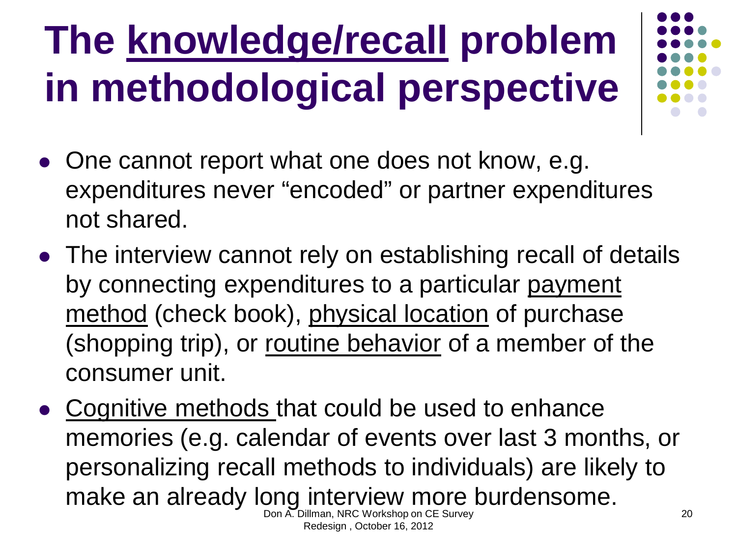# The knowledge/recall problem in methodological perspective

- One cannot report what one does not know, e.g. expenditures never "encoded" or partner expenditures not shared.
- The interview cannot rely on establishing recall of details by connecting expenditures to a particular payment method (check book), physical location of purchase (shopping trip), or routine behavior of a member of the consumer unit.
- Cognitive methods that could be used to enhance memories (e.g. calendar of events over last 3 months, or personalizing recall methods to individuals) are likely to make an already long interview more burdensome.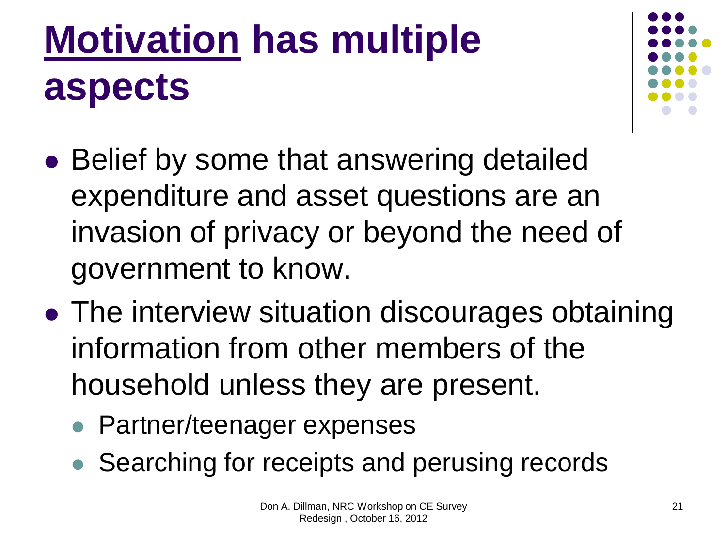# Motivation has multiple aspects

- Belief by some that answering detailed expenditure and asset questions are an invasion of privacy or beyond the need of government to know.
- The interview situation discourages obtaining information from other members of the household unless they are present.
  - Partner/teenager expenses
  - Searching for receipts and perusing records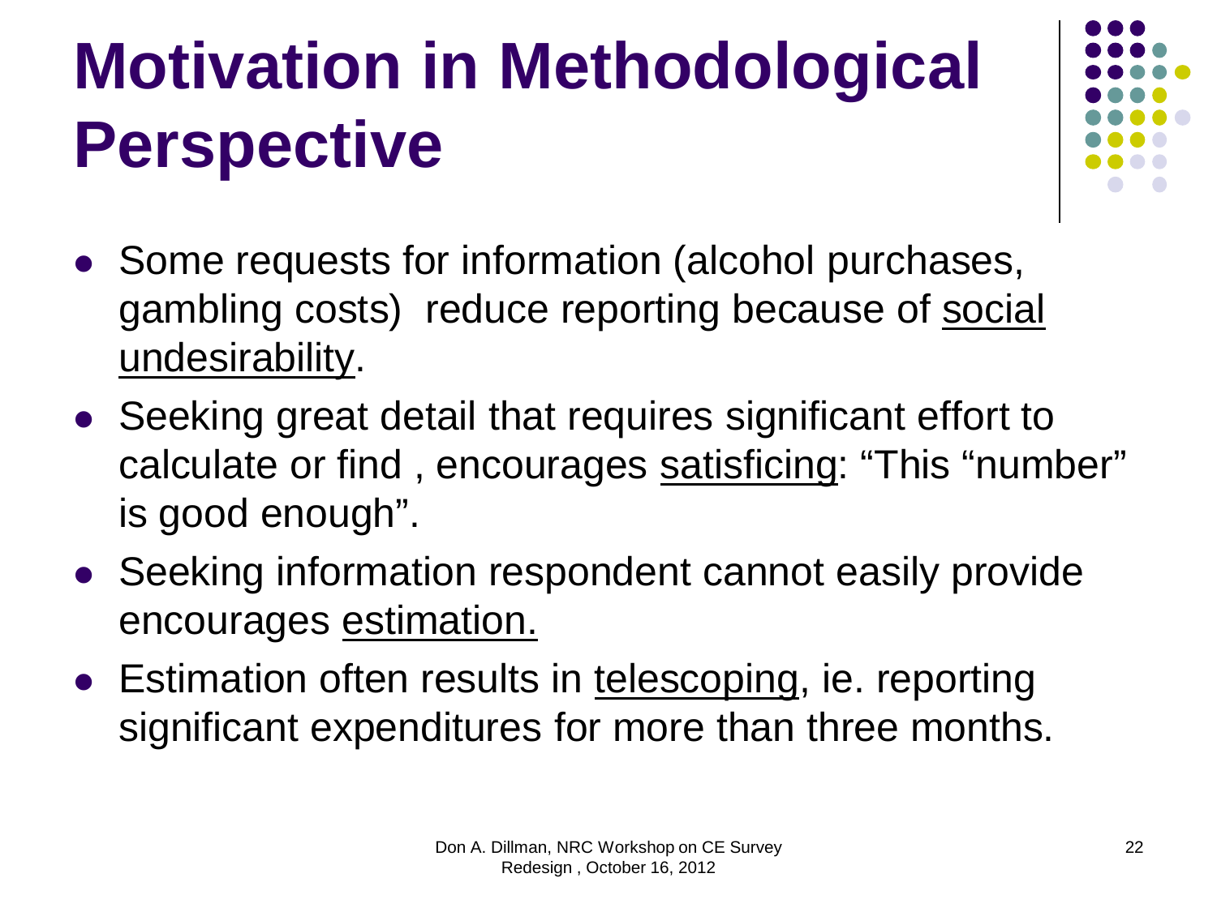# Motivation in Methodological Perspective

- Some requests for information (alcohol purchases, gambling costs) reduce reporting because of social undesirability.
- Seeking great detail that requires significant effort to calculate or find , encourages satisficing: "This "number" is good enough".
- Seeking information respondent cannot easily provide encourages estimation.
- Estimation often results in telescoping, ie. reporting significant expenditures for more than three months.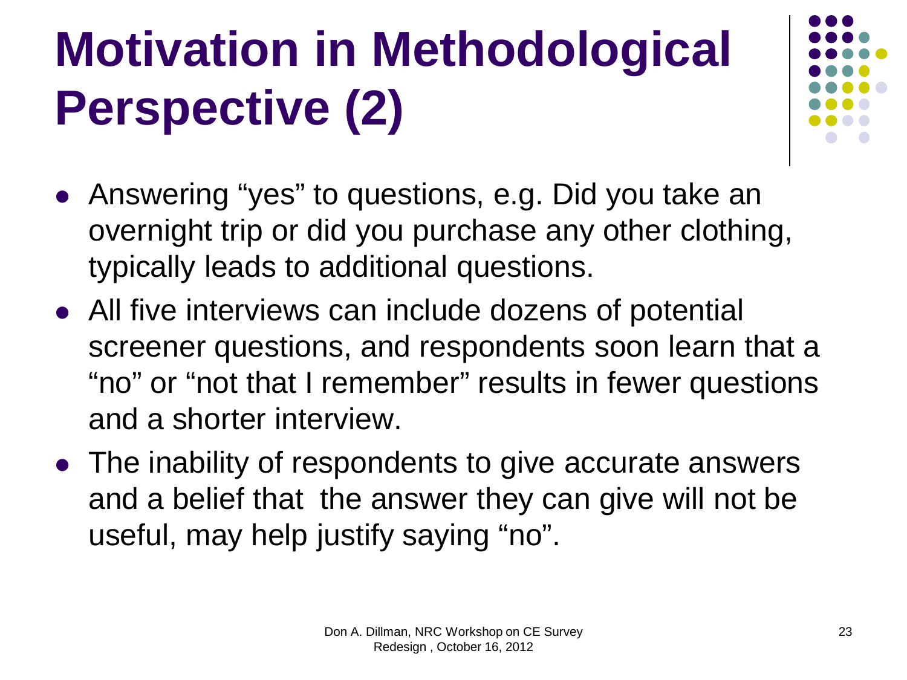# Motivation in Methodological Perspective (2)

- Answering “yes” to questions, e.g. Did you take an overnight trip or did you purchase any other clothing, typically leads to additional questions.
- All five interviews can include dozens of potential screener questions, and respondents soon learn that a “no” or “not that I remember” results in fewer questions and a shorter interview.
- The inability of respondents to give accurate answers and a belief that the answer they can give will not be useful, may help justify saying “no”.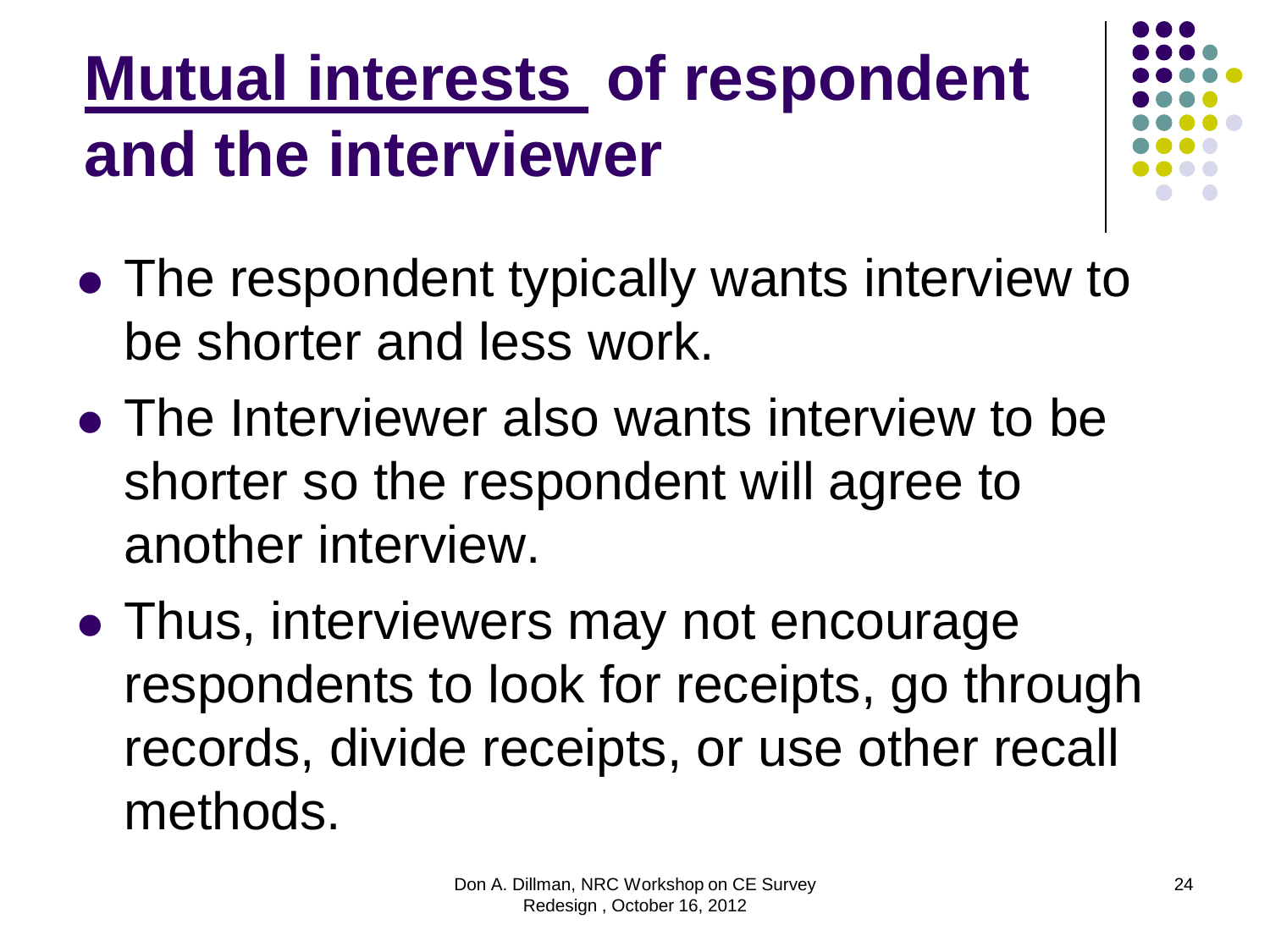# Mutual interests of respondent and the interviewer

- The respondent typically wants interview to be shorter and less work.
- The Interviewer also wants interview to be shorter so the respondent will agree to another interview.
- Thus, interviewers may not encourage respondents to look for receipts, go through records, divide receipts, or use other recall methods.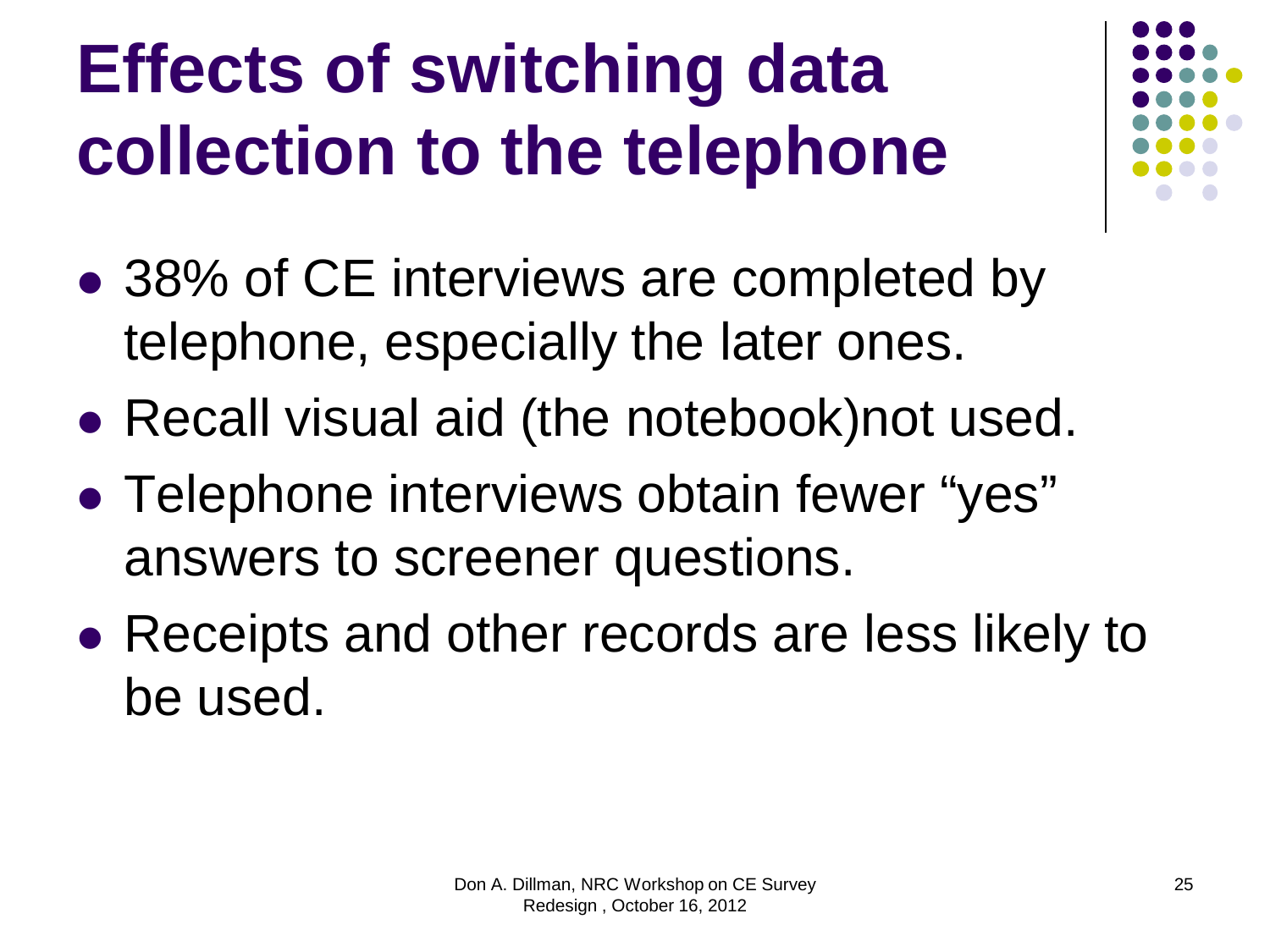# Effects of switching data collection to the telephone

- 38% of CE interviews are completed by telephone, especially the later ones.
- Recall visual aid (the notebook)not used.
- Telephone interviews obtain fewer "yes" answers to screener questions.
- Receipts and other records are less likely to be used.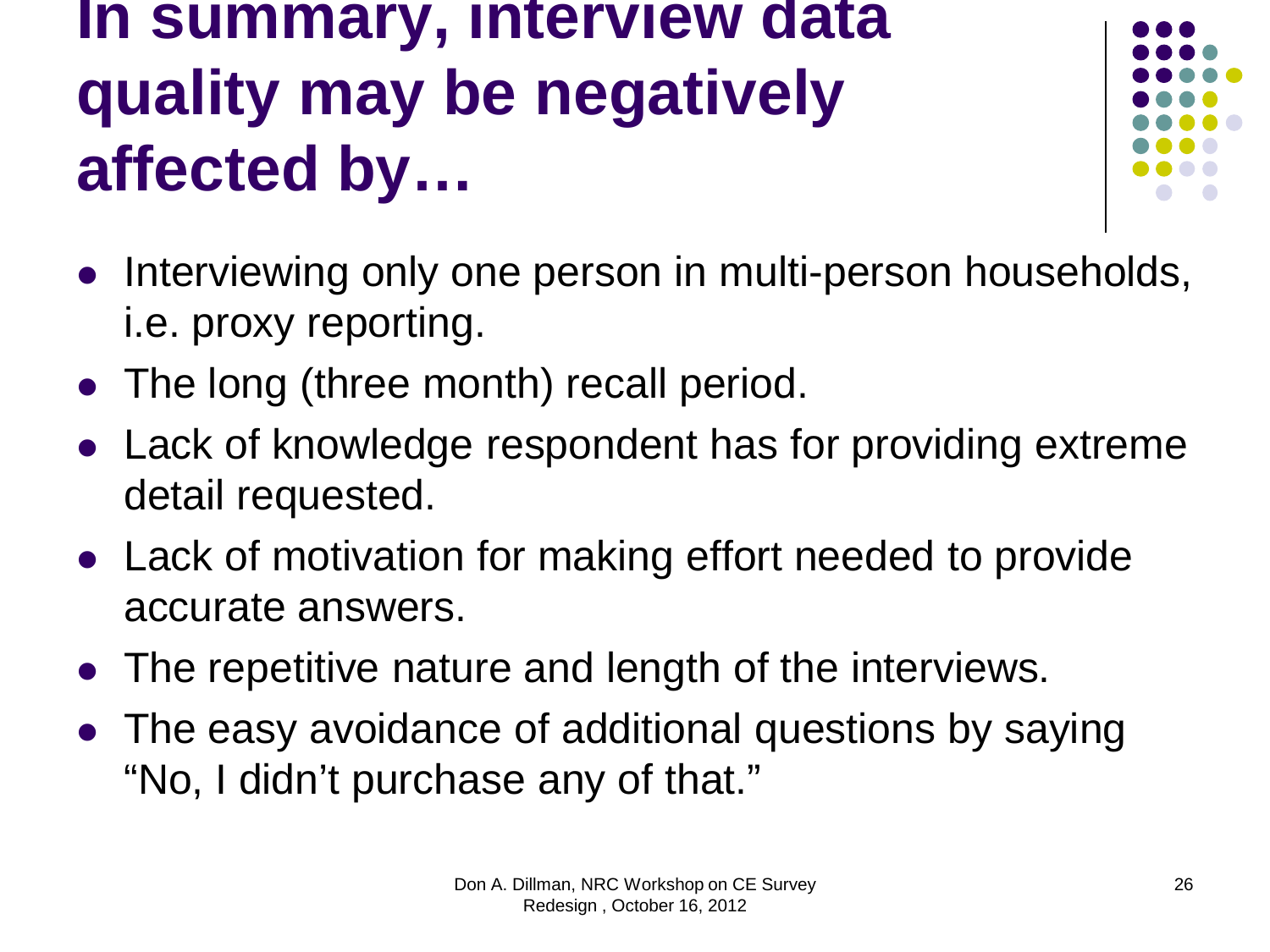# In summary, interview data quality may be negatively affected by…

- Interviewing only one person in multi-person households, i.e. proxy reporting.
- The long (three month) recall period.
- Lack of knowledge respondent has for providing extreme detail requested.
- Lack of motivation for making effort needed to provide accurate answers.
- The repetitive nature and length of the interviews.
- The easy avoidance of additional questions by saying "No, I didn't purchase any of that."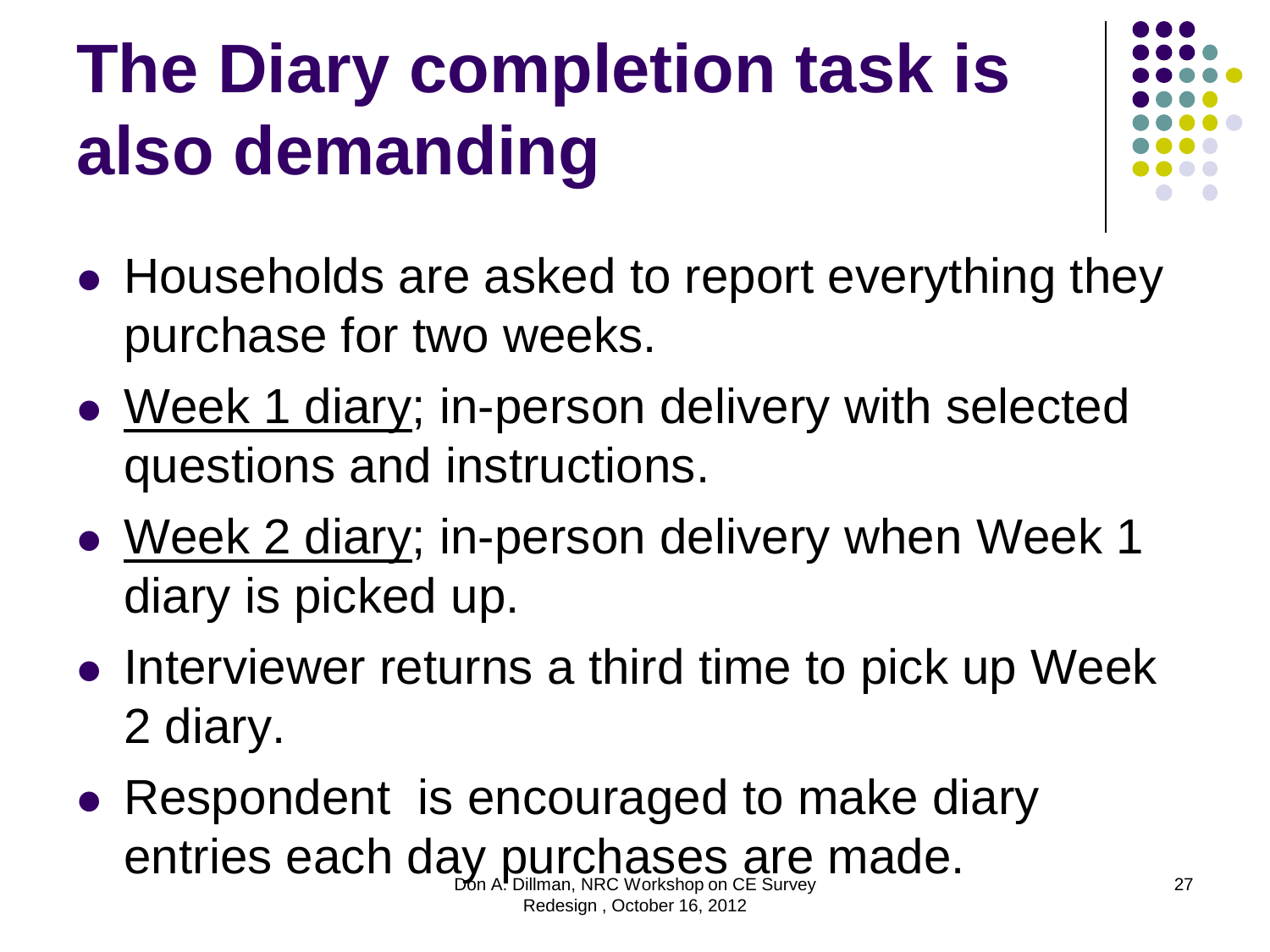# The Diary completion task is also demanding

- Households are asked to report everything they purchase for two weeks.
- <u>Week 1 diary</u>; in-person delivery with selected questions and instructions.
- <u>Week 2 diary</u>; in-person delivery when Week 1 diary is picked up.
- Interviewer returns a third time to pick up Week 2 diary.
- Respondent is encouraged to make diary entries each day purchases are made.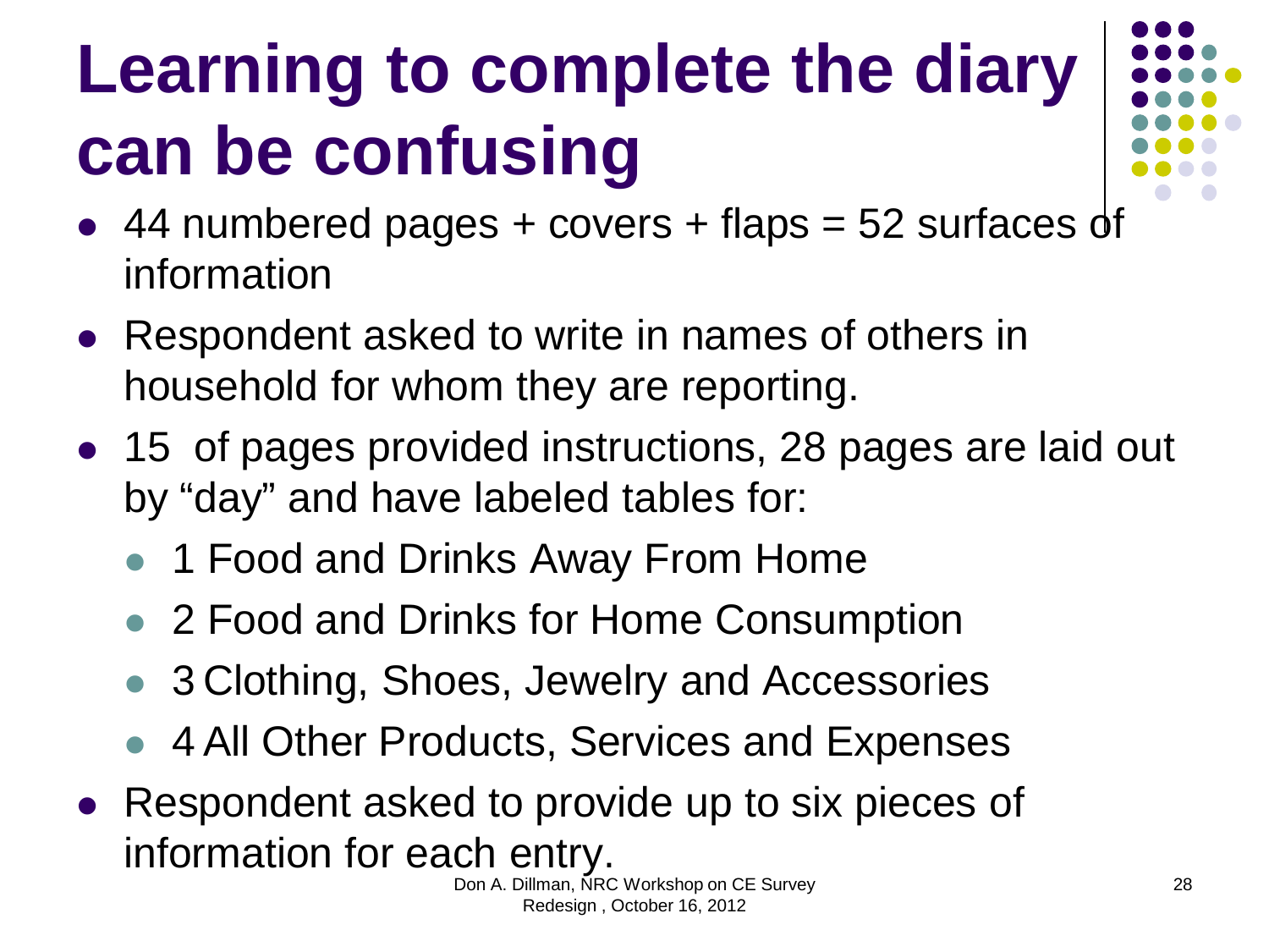# Learning to complete the diary can be confusing

- 44 numbered pages + covers + flaps = 52 surfaces of information
- Respondent asked to write in names of others in household for whom they are reporting.
- 15 of pages provided instructions, 28 pages are laid out by "day" and have labeled tables for:
  - 1 Food and Drinks Away From Home
  - 2 Food and Drinks for Home Consumption
  - 3 Clothing, Shoes, Jewelry and Accessories
  - 4 All Other Products, Services and Expenses
- Respondent asked to provide up to six pieces of information for each entry.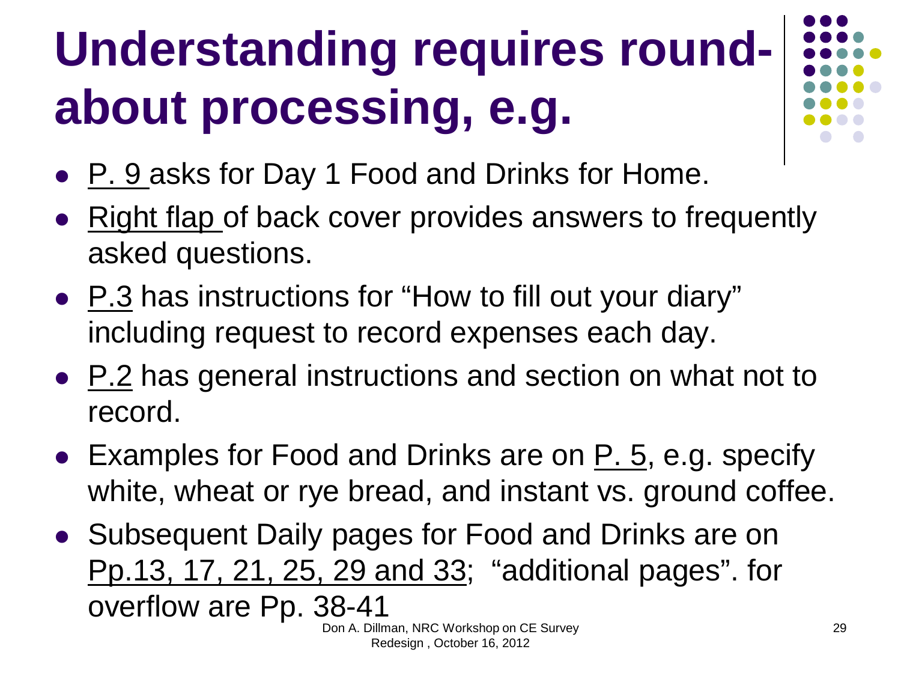# Understanding requires round-about processing, e.g.

- P. 9 asks for Day 1 Food and Drinks for Home.
- Right flap of back cover provides answers to frequently asked questions.
- P.3 has instructions for "How to fill out your diary" including request to record expenses each day.
- P.2 has general instructions and section on what not to record.
- Examples for Food and Drinks are on P. 5, e.g. specify white, wheat or rye bread, and instant vs. ground coffee.
- Subsequent Daily pages for Food and Drinks are on Pp.13, 17, 21, 25, 29 and 33; "additional pages". for overflow are Pp. 38-41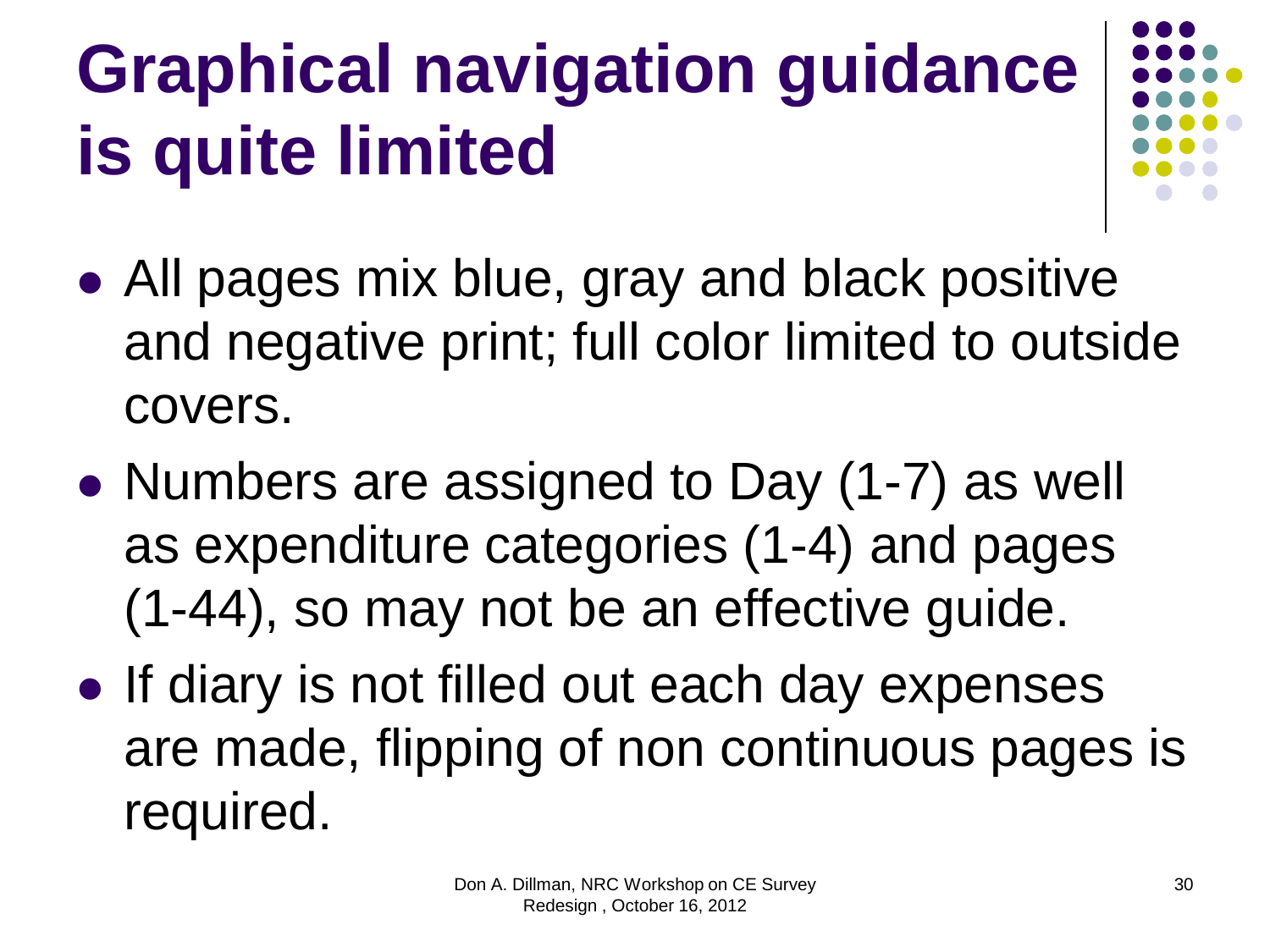# Graphical navigation guidance is quite limited

- All pages mix blue, gray and black positive and negative print; full color limited to outside covers.
- Numbers are assigned to Day (1-7) as well as expenditure categories (1-4) and pages (1-44), so may not be an effective guide.
- If diary is not filled out each day expenses are made, flipping of non continuous pages is required.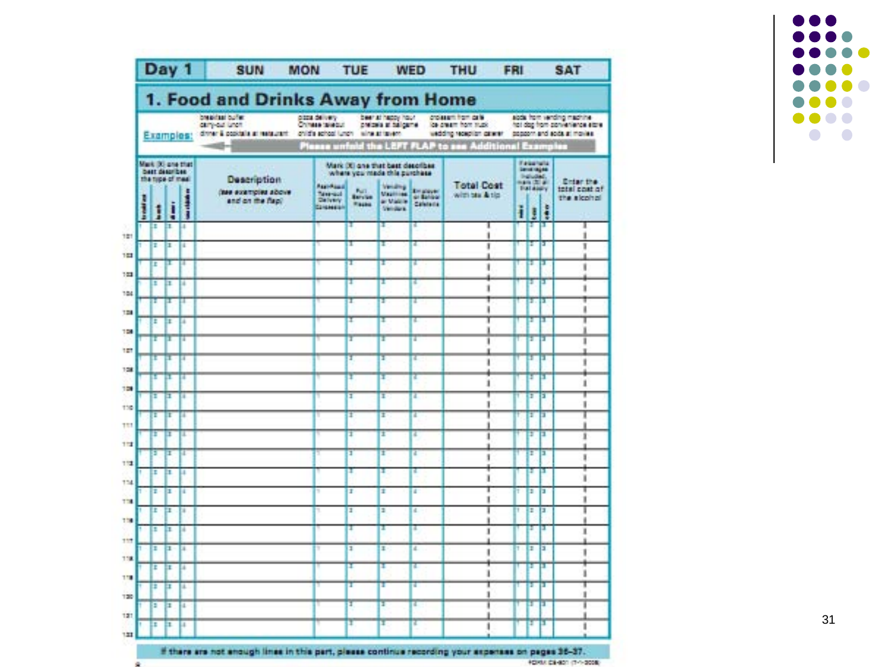# Day 1 SUN MON TUE WED THU FRI SAT

## 1. Food and Drinks Away from Home

**Examples:**

- breakfast buffet
- carry-out lunch
- dinner & cocktails at restaurant
- pizza delivery
- Chinese takeout
- child's school lunch
- beer at happy hour
- pretzels at ballgame
- wine at tavern
- croissant from cafe
- ice cream from truck
- wedding reception caterer
- soda from vending machine
- hot dog from convenience store
- popcorn and soda at movies

**Please unfold the LEFT FLAP to see Additional Examples**

| | Mark (X) one that best describes the type of meal | | | | Description (see examples above and on the flap) | Mark (X) one that best describes where you made this purchase | | | | Total Cost with tax & tip | Alcoholic beverages included, mark (X) all that apply | | | Enter the total cost of the alcohol |
|---|---|---|---|---|---|---|---|---|---|---|---|---|---|---|
| | breakfast | lunch | dinner | snack/other | | Fast-Food Take-out Delivery Concession | Full Service Places | Vending Machines or Mobile Vendors | Employer or School Cafeteria | | wine | beer | other | |
| 101 | 1 | 2 | 3 | 4 | | 1 | 2 | 3 | 4 | | 1 | 2 | 3 | |
| 102 | 1 | 2 | 3 | 4 | | 1 | 2 | 3 | 4 | | 1 | 2 | 3 | |
| 103 | 1 | 2 | 3 | 4 | | 1 | 2 | 3 | 4 | | 1 | 2 | 3 | |
| 104 | 1 | 2 | 3 | 4 | | 1 | 2 | 3 | 4 | | 1 | 2 | 3 | |
| 105 | 1 | 2 | 3 | 4 | | 1 | 2 | 3 | 4 | | 1 | 2 | 3 | |
| 106 | 1 | 2 | 3 | 4 | | 1 | 2 | 3 | 4 | | 1 | 2 | 3 | |
| 107 | 1 | 2 | 3 | 4 | | 1 | 2 | 3 | 4 | | 1 | 2 | 3 | |
| 108 | 1 | 2 | 3 | 4 | | 1 | 2 | 3 | 4 | | 1 | 2 | 3 | |
| 109 | 1 | 2 | 3 | 4 | | 1 | 2 | 3 | 4 | | 1 | 2 | 3 | |
| 110 | 1 | 2 | 3 | 4 | | 1 | 2 | 3 | 4 | | 1 | 2 | 3 | |
| 111 | 1 | 2 | 3 | 4 | | 1 | 2 | 3 | 4 | | 1 | 2 | 3 | |
| 112 | 1 | 2 | 3 | 4 | | 1 | 2 | 3 | 4 | | 1 | 2 | 3 | |
| 113 | 1 | 2 | 3 | 4 | | 1 | 2 | 3 | 4 | | 1 | 2 | 3 | |
| 114 | 1 | 2 | 3 | 4 | | 1 | 2 | 3 | 4 | | 1 | 2 | 3 | |
| 115 | 1 | 2 | 3 | 4 | | 1 | 2 | 3 | 4 | | 1 | 2 | 3 | |
| 116 | 1 | 2 | 3 | 4 | | 1 | 2 | 3 | 4 | | 1 | 2 | 3 | |
| 117 | 1 | 2 | 3 | 4 | | 1 | 2 | 3 | 4 | | 1 | 2 | 3 | |
| 118 | 1 | 2 | 3 | 4 | | 1 | 2 | 3 | 4 | | 1 | 2 | 3 | |
| 119 | 1 | 2 | 3 | 4 | | 1 | 2 | 3 | 4 | | 1 | 2 | 3 | |
| 120 | 1 | 2 | 3 | 4 | | 1 | 2 | 3 | 4 | | 1 | 2 | 3 | |
| 121 | 1 | 2 | 3 | 4 | | 1 | 2 | 3 | 4 | | 1 | 2 | 3 | |
| 122 | 1 | 2 | 3 | 4 | | 1 | 2 | 3 | 4 | | 1 | 2 | 3 | |

If there are not enough lines in this part, please continue recording your expenses on pages 36–37.

FORM CE-801 (7-1-2008)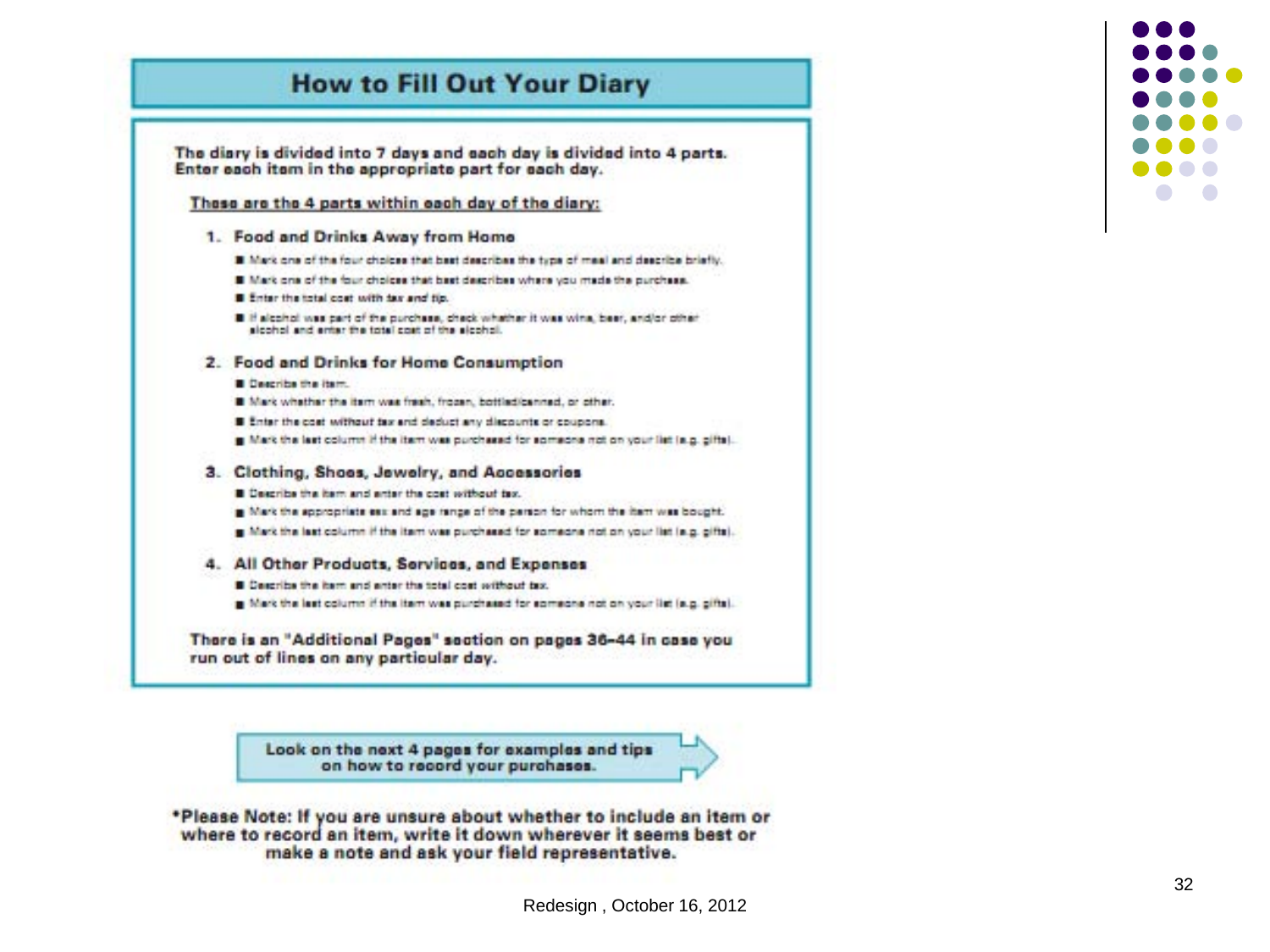# How to Fill Out Your Diary

**The diary is divided into 7 days and each day is divided into 4 parts. Enter each item in the appropriate part for each day.**

**These are the 4 parts within each day of the diary:**

1. **Food and Drinks Away from Home**
   - Mark one of the four choices that best describes the type of meal and describe briefly.
   - Mark one of the four choices that best describes where you made the purchase.
   - Enter the total cost with *tax and tip.*
   - If alcohol was part of the purchase, check whether it was wine, beer, and/or other alcohol and enter the total cost of the alcohol.

2. **Food and Drinks for Home Consumption**
   - Describe the item.
   - Mark whether the item was fresh, frozen, bottled/canned, or other.
   - Enter the cost without tax and deduct any discounts or coupons.
   - Mark the last column if the item was purchased for someone not on your list (e.g. gifts).

3. **Clothing, Shoes, Jewelry, and Accessories**
   - Describe the item and enter the cost *without tax.*
   - Mark the appropriate sex and age range of the person for whom the item was bought.
   - Mark the last column if the item was purchased for someone not on your list (e.g. gifts).

4. **All Other Products, Services, and Expenses**
   - Describe the item and enter the total cost *without tax.*
   - Mark the last column if the item was purchased for someone not on your list (e.g. gifts).

**There is an "Additional Pages" section on pages 36-44 in case you run out of lines on any particular day.**

**Look on the next 4 pages for examples and tips on how to record your purchases.**

***Please Note: If you are unsure about whether to include an item or where to record an item, write it down wherever it seems best or make a note and ask your field representative.**

Redesign , October 16, 2012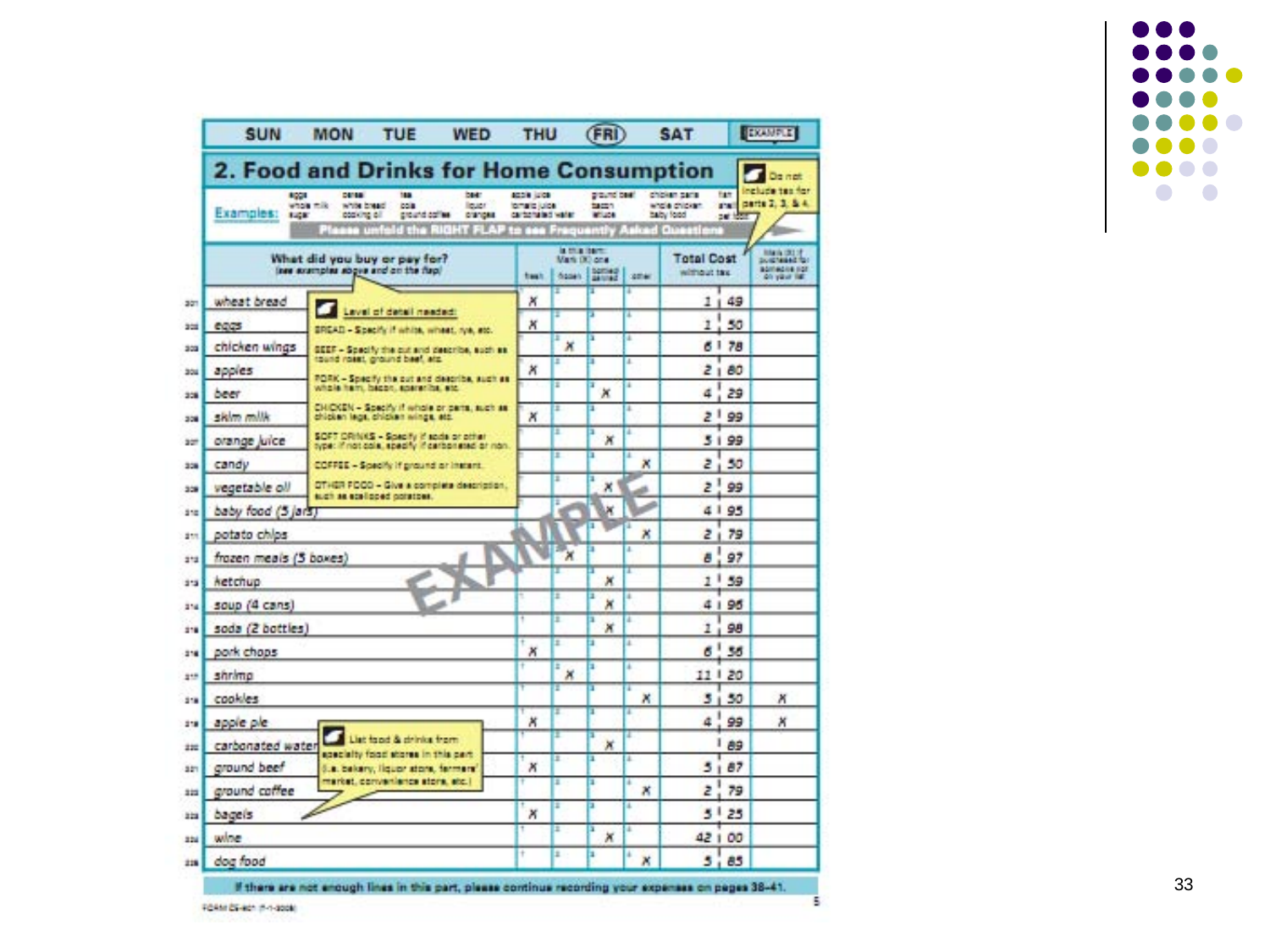SUN MON TUE WED THU FRI SAT **EXAMPLE**

## 2. Food and Drinks for Home Consumption

Do not include tax for parts 2, 3, & 4.

Examples: eggs, whole milk, sugar, cereal, white bread, cooking oil, tea, cola, ground coffee, beer, liquor, oranges, apple juice, tomato juice, carbonated water, ground beef, bacon, lettuce, chicken parts, whole chicken, baby food

Please unfold the RIGHT FLAP to see Frequently Asked Questions

Level of detail needed:

- BREAD – Specify if white, wheat, rye, etc.
- BEEF – Specify the cut and describe, such as round roast, ground beef, etc.
- PORK – Specify the cut and describe, such as whole ham, bacon, spareribs, etc.
- CHICKEN – Specify if whole or parts, such as chicken legs, chicken wings, etc.
- SOFT DRINKS – Specify if soda or other type: if not cola, specify if carbonated or non.
- COFFEE – Specify if ground or instant.
- OTHER FOOD – Give a complete description, such as scalloped potatoes.

List food & drinks from specialty food stores in this part (i.e. bakery, liquor store, farmers' market, convenience store, etc.)

| | What did you buy or pay for? (see examples above and on the flap) | Is this item: Mark (X) one | | | | Total Cost without tax | Mark (X) if purchased for someone not on your list |
|---|---|---|---|---|---|---|---|
| | | fresh | frozen | bottled/canned | other | | |
| 301 | wheat bread | X | | | | 1.49 | |
| 302 | eggs | X | | | | 1.50 | |
| 303 | chicken wings | | X | | | 6.78 | |
| 304 | apples | X | | | | 2.80 | |
| 305 | beer | | | X | | 4.29 | |
| 306 | skim milk | X | | | | 2.99 | |
| 307 | orange juice | | | X | | 3.99 | |
| 308 | candy | | | | X | 2.50 | |
| 309 | vegetable oil | | | X | | 2.99 | |
| 310 | baby food (3 jars) | | | X | | 4.95 | |
| 311 | potato chips | | | | X | 2.79 | |
| 312 | frozen meals (3 boxes) | | X | | | 8.97 | |
| 313 | ketchup | | | X | | 1.59 | |
| 314 | soup (4 cans) | | | X | | 4.96 | |
| 315 | soda (2 bottles) | | | X | | 1.98 | |
| 316 | pork chops | X | | | | 6.36 | |
| 317 | shrimp | | X | | | 11.20 | |
| 318 | cookies | | | | X | 3.50 | X |
| 319 | apple pie | X | | | | 4.99 | X |
| 320 | carbonated water | | | X | | .89 | |
| 321 | ground beef | X | | | | 5.87 | |
| 322 | ground coffee | | | | X | 2.79 | |
| 323 | bagels | X | | | | 3.25 | |
| 324 | wine | | | X | | 42.00 | |
| 325 | dog food | | | | X | 3.85 | |

If there are not enough lines in this part, please continue recording your expenses on pages 38–41.

FORM CE-801 (7-1-2005)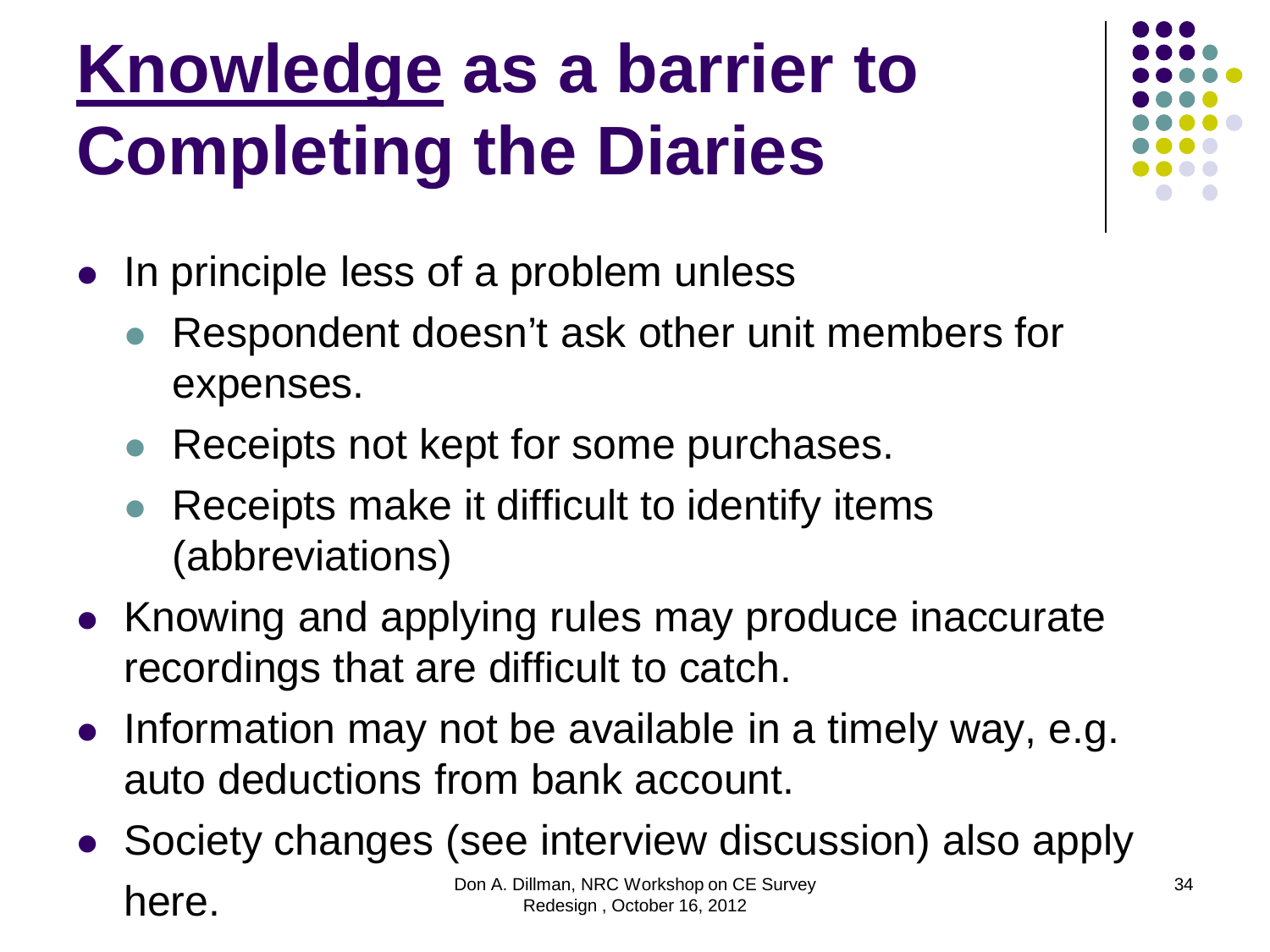# Knowledge as a barrier to Completing the Diaries

- In principle less of a problem unless
  - Respondent doesn't ask other unit members for expenses.
  - Receipts not kept for some purchases.
  - Receipts make it difficult to identify items (abbreviations)
- Knowing and applying rules may produce inaccurate recordings that are difficult to catch.
- Information may not be available in a timely way, e.g. auto deductions from bank account.
- Society changes (see interview discussion) also apply here.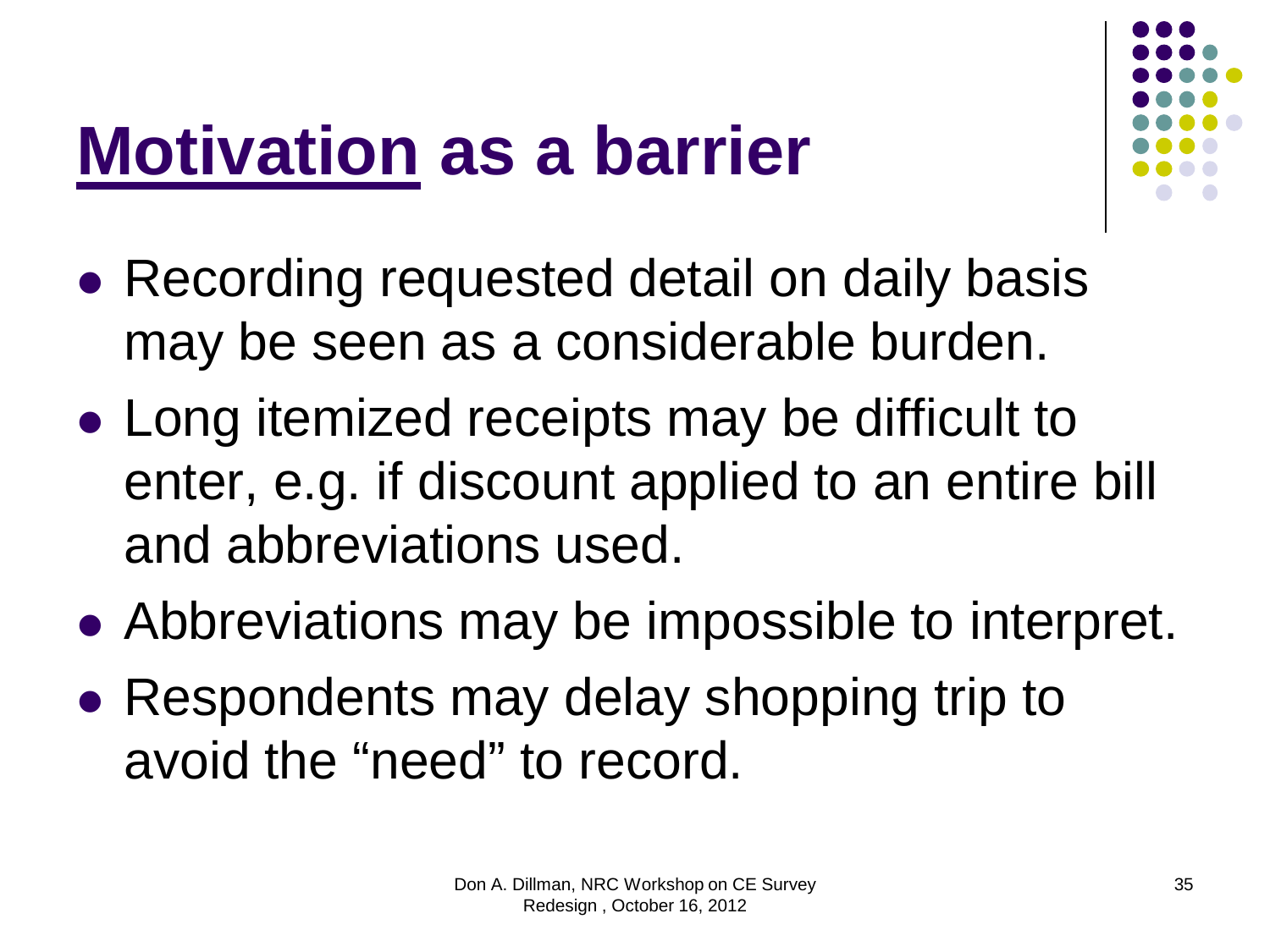# Motivation as a barrier

- Recording requested detail on daily basis may be seen as a considerable burden.
- Long itemized receipts may be difficult to enter, e.g. if discount applied to an entire bill and abbreviations used.
- Abbreviations may be impossible to interpret.
- Respondents may delay shopping trip to avoid the “need” to record.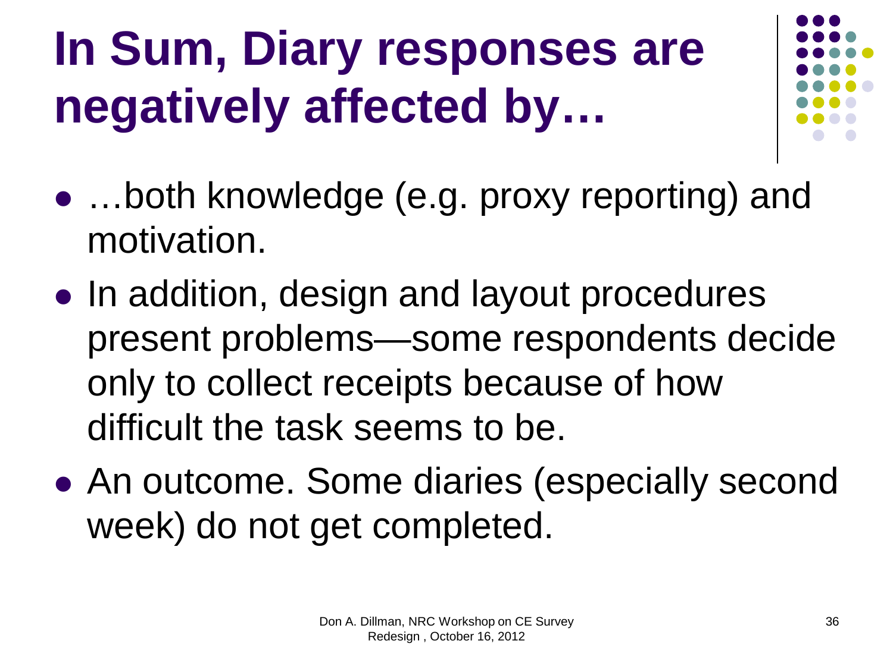# In Sum, Diary responses are negatively affected by…

- …both knowledge (e.g. proxy reporting) and motivation.
- In addition, design and layout procedures present problems—some respondents decide only to collect receipts because of how difficult the task seems to be.
- An outcome. Some diaries (especially second week) do not get completed.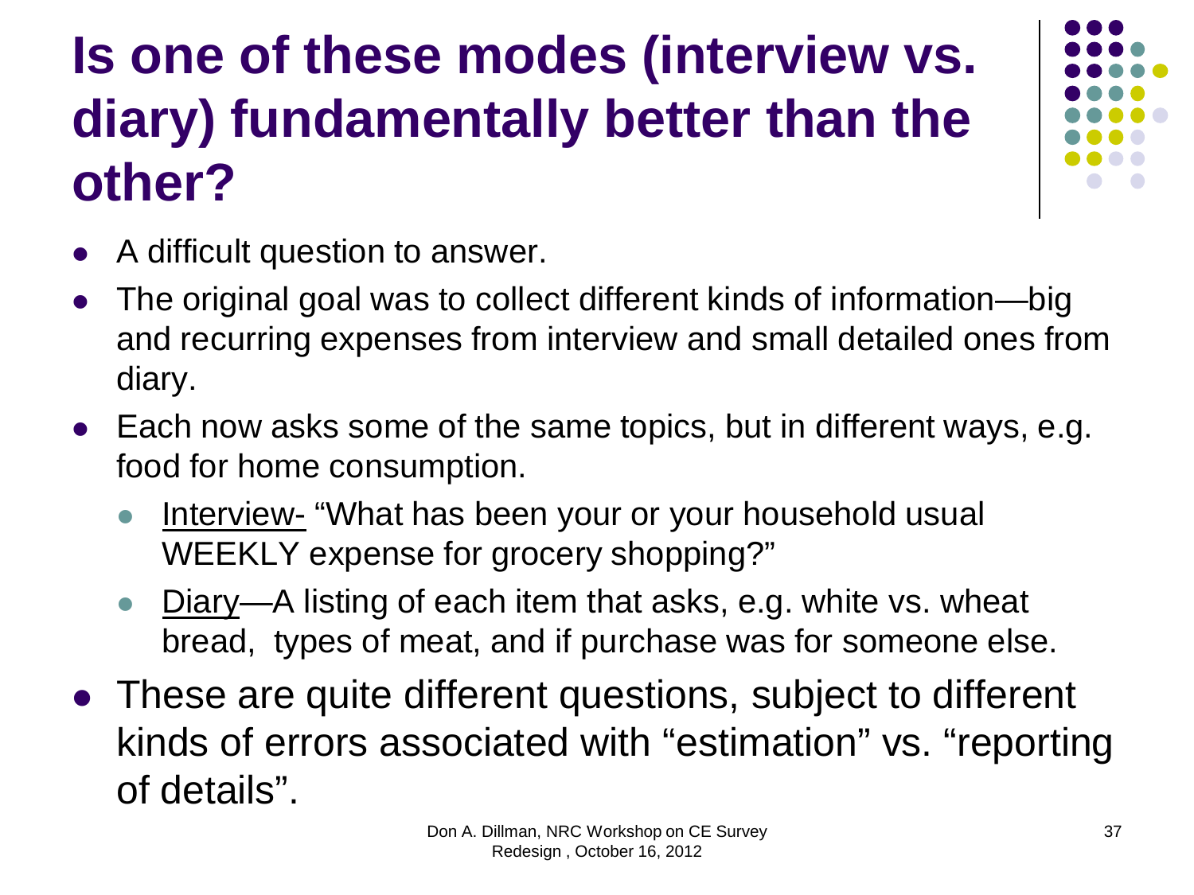# Is one of these modes (interview vs. diary) fundamentally better than the other?

- A difficult question to answer.
- The original goal was to collect different kinds of information—big and recurring expenses from interview and small detailed ones from diary.
- Each now asks some of the same topics, but in different ways, e.g. food for home consumption.
  - Interview- "What has been your or your household usual WEEKLY expense for grocery shopping?"
  - Diary—A listing of each item that asks, e.g. white vs. wheat bread, types of meat, and if purchase was for someone else.
- These are quite different questions, subject to different kinds of errors associated with "estimation" vs. "reporting of details".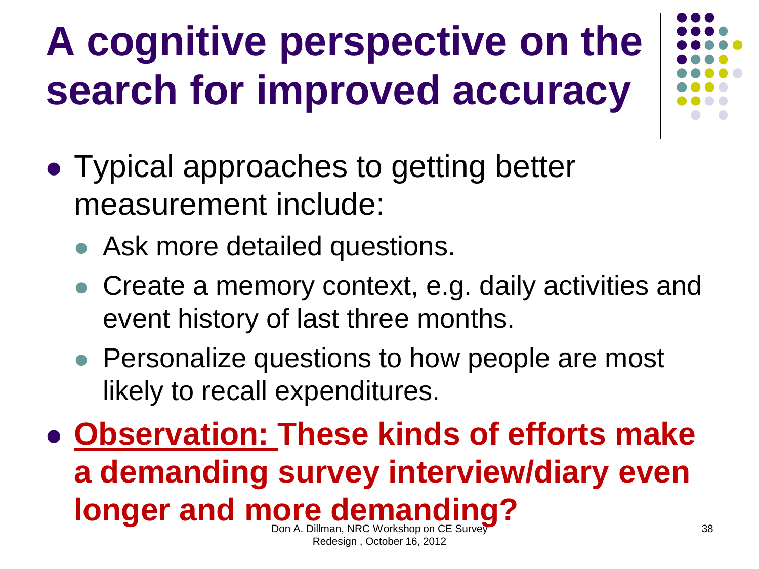# A cognitive perspective on the search for improved accuracy

- Typical approaches to getting better measurement include:
  - Ask more detailed questions.
  - Create a memory context, e.g. daily activities and event history of last three months.
  - Personalize questions to how people are most likely to recall expenditures.
- **Observation: These kinds of efforts make a demanding survey interview/diary even longer and more demanding?**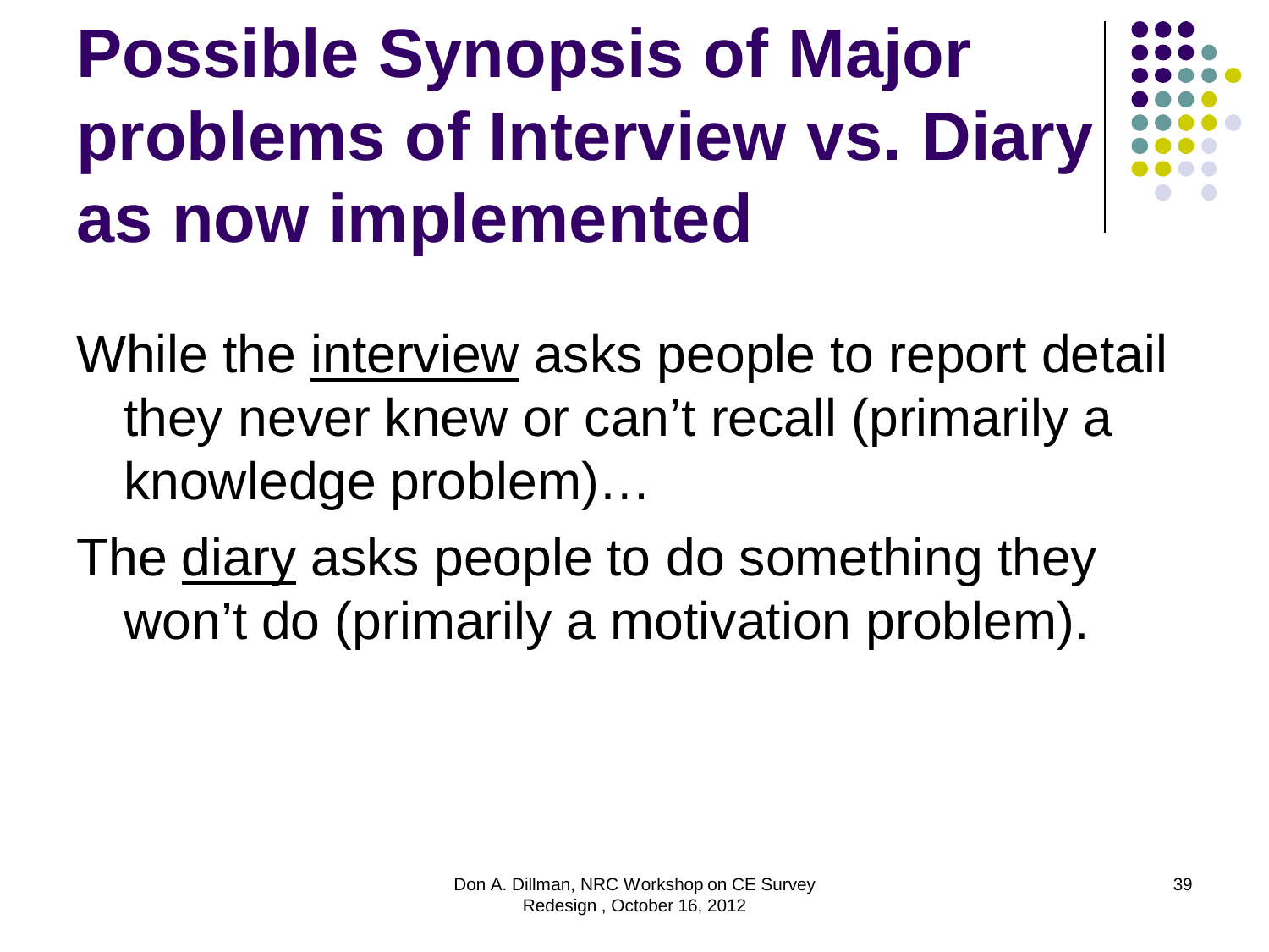# Possible Synopsis of Major problems of Interview vs. Diary as now implemented

While the <u>interview</u> asks people to report detail they never knew or can't recall (primarily a knowledge problem)…

The <u>diary</u> asks people to do something they won't do (primarily a motivation problem).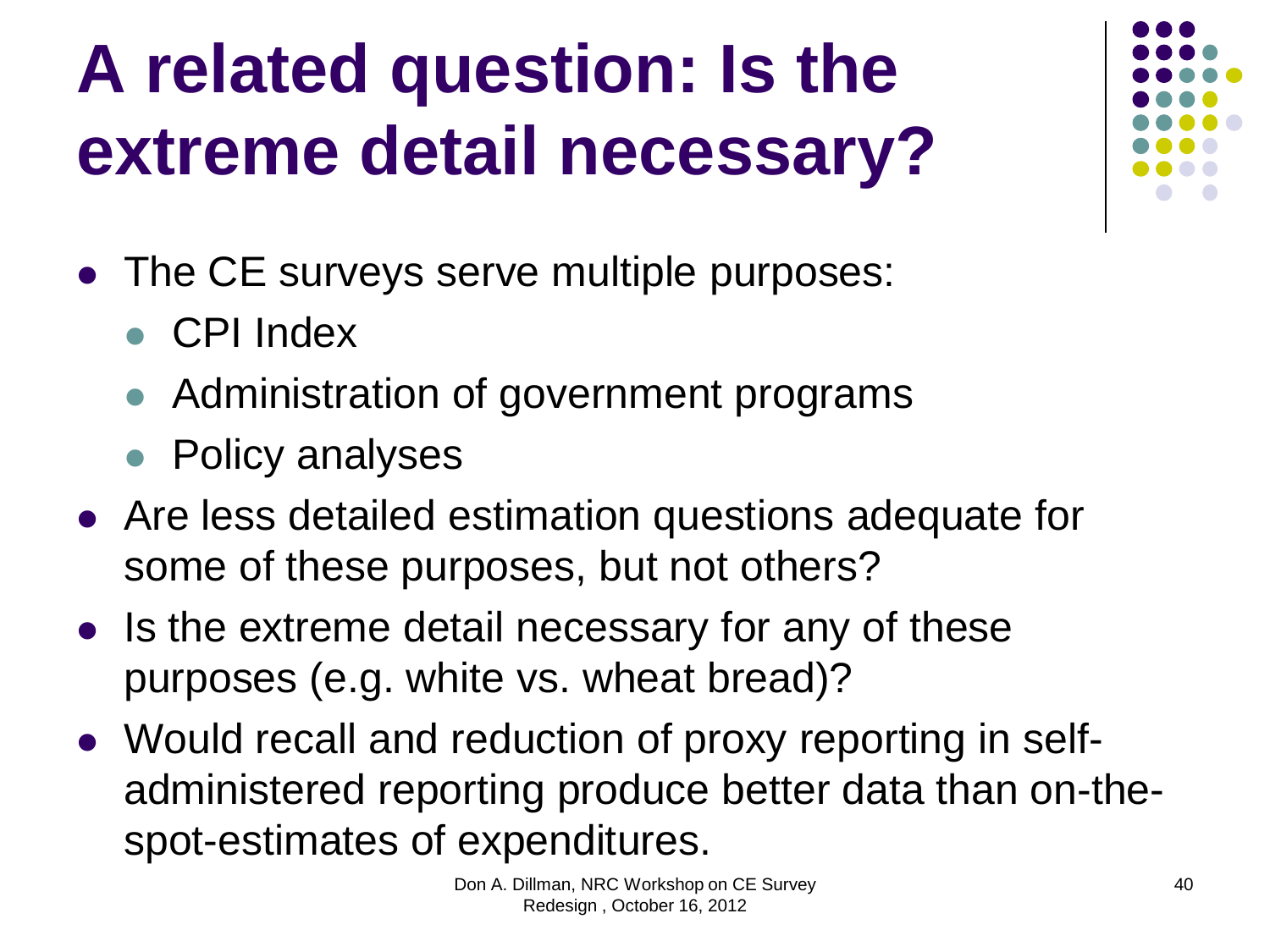# A related question: Is the extreme detail necessary?

- The CE surveys serve multiple purposes:
  - CPI Index
  - Administration of government programs
  - Policy analyses
- Are less detailed estimation questions adequate for some of these purposes, but not others?
- Is the extreme detail necessary for any of these purposes (e.g. white vs. wheat bread)?
- Would recall and reduction of proxy reporting in self-administered reporting produce better data than on-the-spot-estimates of expenditures.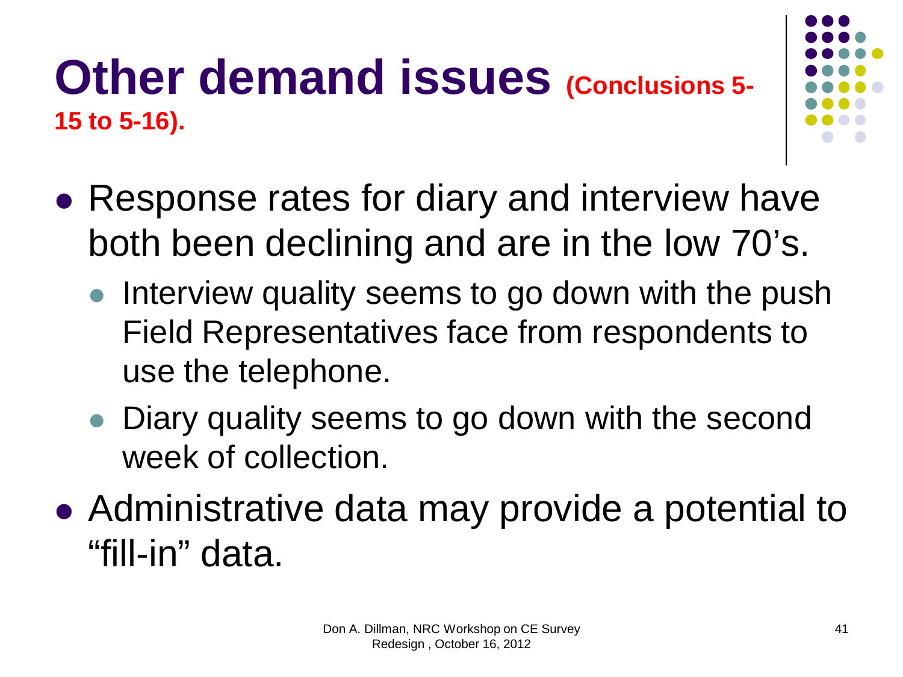# Other demand issues **(Conclusions 5-15 to 5-16).**

- Response rates for diary and interview have both been declining and are in the low 70's.
  - Interview quality seems to go down with the push Field Representatives face from respondents to use the telephone.
  - Diary quality seems to go down with the second week of collection.
- Administrative data may provide a potential to "fill-in" data.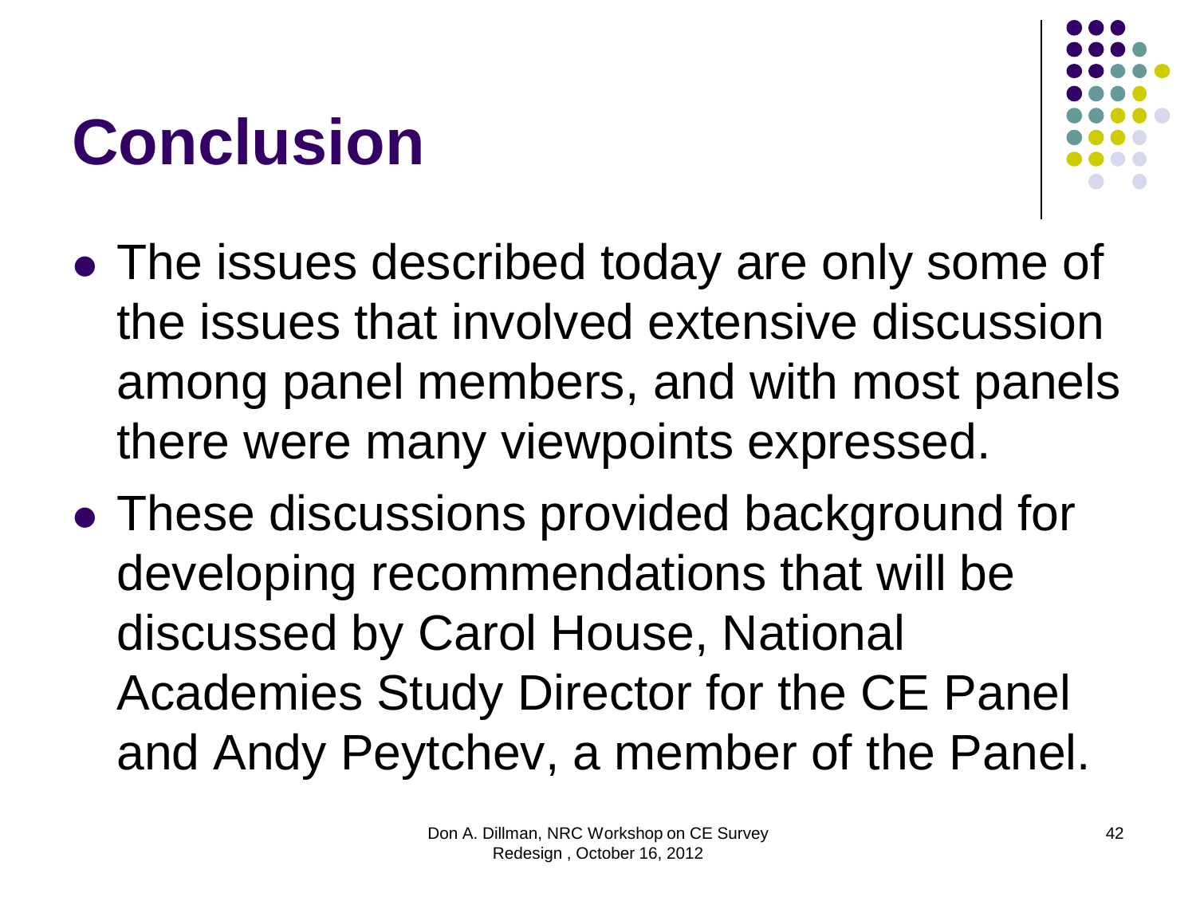# Conclusion

- The issues described today are only some of the issues that involved extensive discussion among panel members, and with most panels there were many viewpoints expressed.
- These discussions provided background for developing recommendations that will be discussed by Carol House, National Academies Study Director for the CE Panel and Andy Peytchev, a member of the Panel.